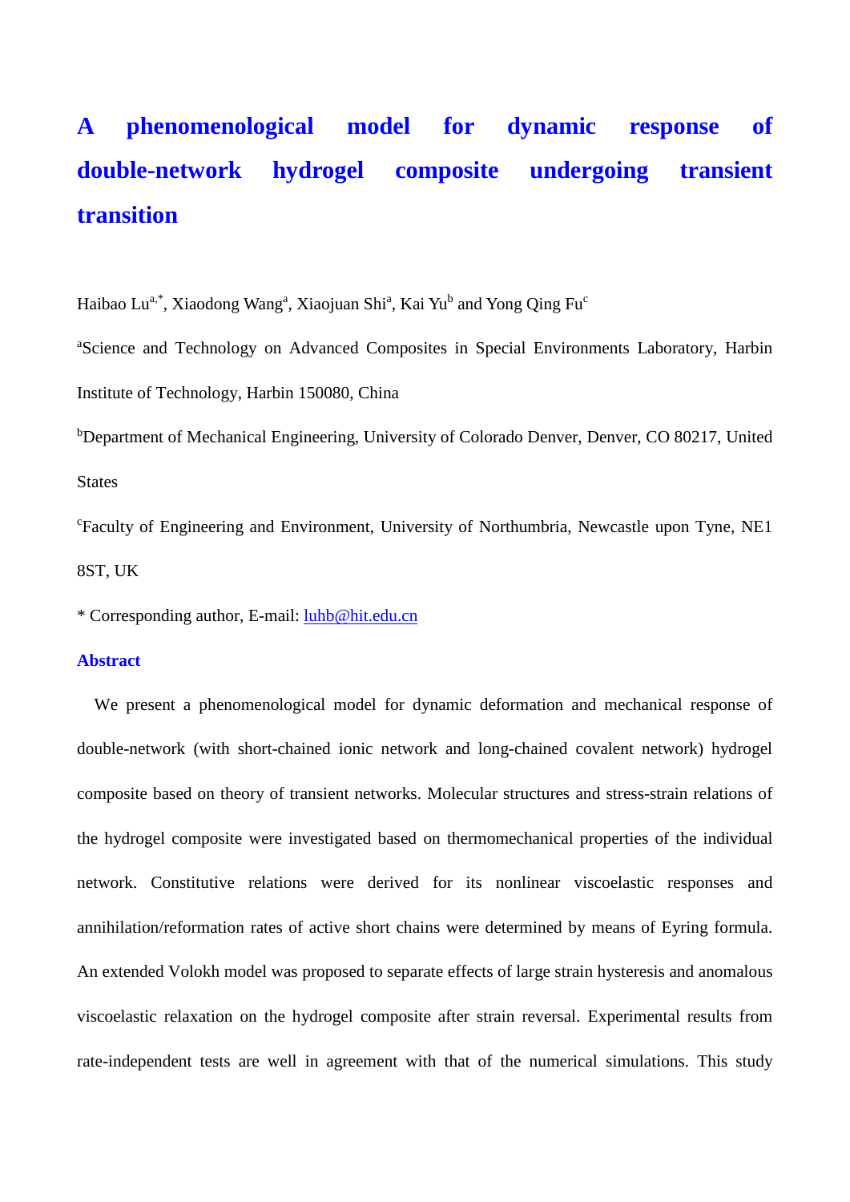# A phenomenological model for dynamic response of double-network hydrogel composite undergoing transient transition

Haibao Lu[a,*], Xiaodong Wang[a], Xiaojuan Shi[a], Kai Yu[b] and Yong Qing Fu[c]

[a]Science and Technology on Advanced Composites in Special Environments Laboratory, Harbin Institute of Technology, Harbin 150080, China

[b]Department of Mechanical Engineering, University of Colorado Denver, Denver, CO 80217, United States

[c]Faculty of Engineering and Environment, University of Northumbria, Newcastle upon Tyne, NE1 8ST, UK

* Corresponding author, E-mail: luhb@hit.edu.cn

## Abstract

We present a phenomenological model for dynamic deformation and mechanical response of double-network (with short-chained ionic network and long-chained covalent network) hydrogel composite based on theory of transient networks. Molecular structures and stress-strain relations of the hydrogel composite were investigated based on thermomechanical properties of the individual network. Constitutive relations were derived for its nonlinear viscoelastic responses and annihilation/reformation rates of active short chains were determined by means of Eyring formula. An extended Volokh model was proposed to separate effects of large strain hysteresis and anomalous viscoelastic relaxation on the hydrogel composite after strain reversal. Experimental results from rate-independent tests are well in agreement with that of the numerical simulations. This study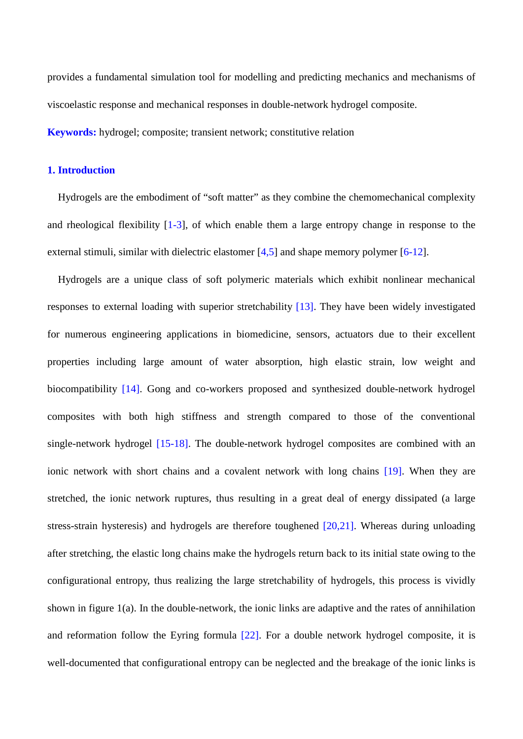provides a fundamental simulation tool for modelling and predicting mechanics and mechanisms of viscoelastic response and mechanical responses in double-network hydrogel composite.

**Keywords:** hydrogel; composite; transient network; constitutive relation

## 1. Introduction

Hydrogels are the embodiment of "soft matter" as they combine the chemomechanical complexity and rheological flexibility [1-3], of which enable them a large entropy change in response to the external stimuli, similar with dielectric elastomer [4,5] and shape memory polymer [6-12].

Hydrogels are a unique class of soft polymeric materials which exhibit nonlinear mechanical responses to external loading with superior stretchability [13]. They have been widely investigated for numerous engineering applications in biomedicine, sensors, actuators due to their excellent properties including large amount of water absorption, high elastic strain, low weight and biocompatibility [14]. Gong and co-workers proposed and synthesized double-network hydrogel composites with both high stiffness and strength compared to those of the conventional single-network hydrogel [15-18]. The double-network hydrogel composites are combined with an ionic network with short chains and a covalent network with long chains [19]. When they are stretched, the ionic network ruptures, thus resulting in a great deal of energy dissipated (a large stress-strain hysteresis) and hydrogels are therefore toughened [20,21]. Whereas during unloading after stretching, the elastic long chains make the hydrogels return back to its initial state owing to the configurational entropy, thus realizing the large stretchability of hydrogels, this process is vividly shown in figure 1(a). In the double-network, the ionic links are adaptive and the rates of annihilation and reformation follow the Eyring formula [22]. For a double network hydrogel composite, it is well-documented that configurational entropy can be neglected and the breakage of the ionic links is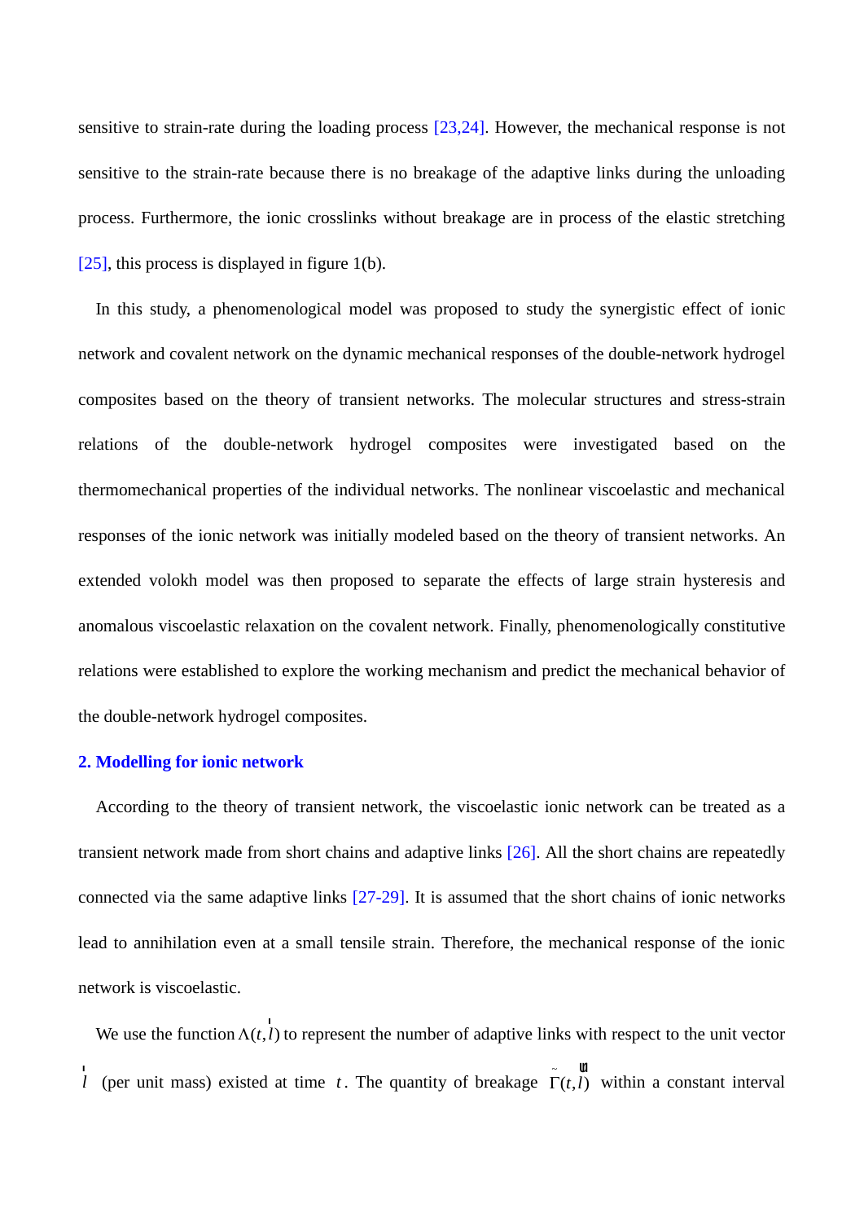sensitive to strain-rate during the loading process [23,24]. However, the mechanical response is not sensitive to the strain-rate because there is no breakage of the adaptive links during the unloading process. Furthermore, the ionic crosslinks without breakage are in process of the elastic stretching [25], this process is displayed in figure 1(b).

In this study, a phenomenological model was proposed to study the synergistic effect of ionic network and covalent network on the dynamic mechanical responses of the double-network hydrogel composites based on the theory of transient networks. The molecular structures and stress-strain relations of the double-network hydrogel composites were investigated based on the thermomechanical properties of the individual networks. The nonlinear viscoelastic and mechanical responses of the ionic network was initially modeled based on the theory of transient networks. An extended volokh model was then proposed to separate the effects of large strain hysteresis and anomalous viscoelastic relaxation on the covalent network. Finally, phenomenologically constitutive relations were established to explore the working mechanism and predict the mechanical behavior of the double-network hydrogel composites.

## 2. Modelling for ionic network

According to the theory of transient network, the viscoelastic ionic network can be treated as a transient network made from short chains and adaptive links [26]. All the short chains are repeatedly connected via the same adaptive links [27-29]. It is assumed that the short chains of ionic networks lead to annihilation even at a small tensile strain. Therefore, the mechanical response of the ionic network is viscoelastic.

We use the function $\Lambda(t,\vec{l})$ to represent the number of adaptive links with respect to the unit vector $\vec{l}$ (per unit mass) existed at time $t$. The quantity of breakage $\tilde{\Gamma}(t,\vec{l})$ within a constant interval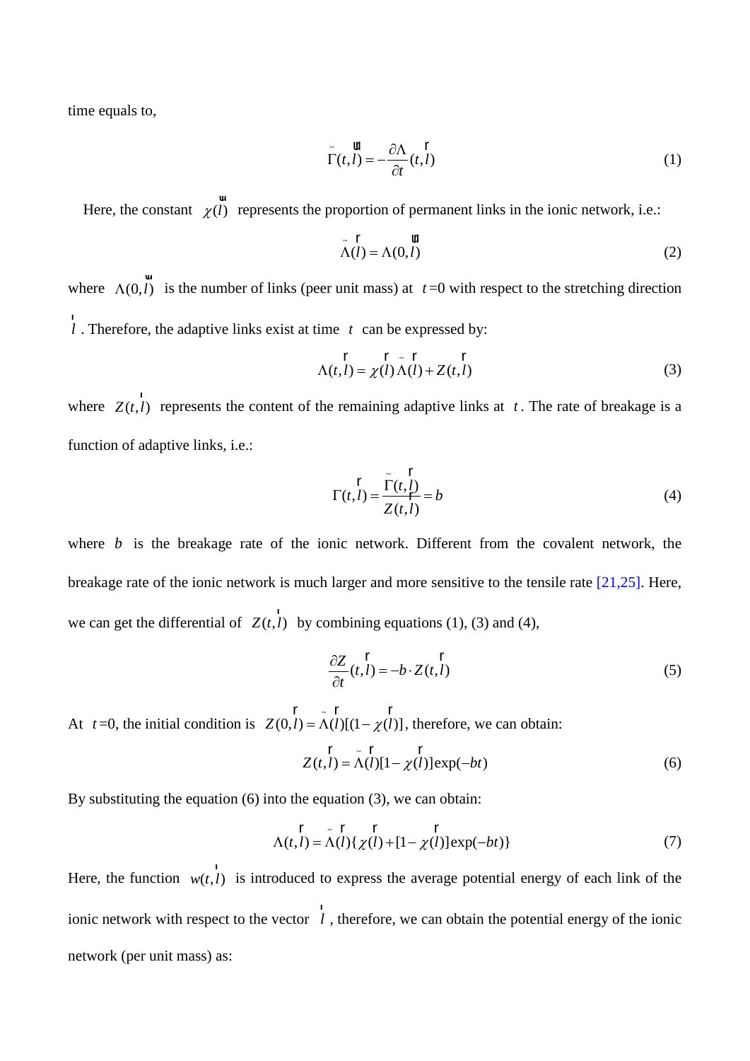time equals to,

$$\tilde{\Gamma}(t,\vec{l}) = -\frac{\partial \Lambda}{\partial t}(t,\vec{l}) \tag{1}$$

Here, the constant $\chi(\vec{l})$ represents the proportion of permanent links in the ionic network, i.e.:

$$\tilde{\Lambda}(\vec{l}) = \Lambda(0,\vec{l}) \tag{2}$$

where $\Lambda(0,\vec{l})$ is the number of links (peer unit mass) at $t$=0 with respect to the stretching direction $\vec{l}$. Therefore, the adaptive links exist at time $t$ can be expressed by:

$$\Lambda(t,\vec{l}) = \chi(\vec{l})\tilde{\Lambda}(\vec{l}) + Z(t,\vec{l}) \tag{3}$$

where $Z(t,\vec{l})$ represents the content of the remaining adaptive links at $t$. The rate of breakage is a function of adaptive links, i.e.:

$$\Gamma(t,\vec{l}) = \frac{\tilde{\Gamma}(t,\vec{l})}{Z(t,\vec{l})} = b \tag{4}$$

where $b$ is the breakage rate of the ionic network. Different from the covalent network, the breakage rate of the ionic network is much larger and more sensitive to the tensile rate [21,25]. Here, we can get the differential of $Z(t,\vec{l})$ by combining equations (1), (3) and (4),

$$\frac{\partial Z}{\partial t}(t,\vec{l}) = -b \cdot Z(t,\vec{l}) \tag{5}$$

At $t$=0, the initial condition is $Z(0,\vec{l}) = \tilde{\Lambda}(\vec{l})[(1-\chi(\vec{l})]$, therefore, we can obtain:

$$Z(t,\vec{l}) = \tilde{\Lambda}(\vec{l})[1-\chi(\vec{l})]\exp(-bt) \tag{6}$$

By substituting the equation (6) into the equation (3), we can obtain:

$$\Lambda(t,\vec{l}) = \tilde{\Lambda}(\vec{l})\{\chi(\vec{l}) + [1-\chi(\vec{l})]\exp(-bt)\} \tag{7}$$

Here, the function $w(t,\vec{l})$ is introduced to express the average potential energy of each link of the ionic network with respect to the vector $\vec{l}$, therefore, we can obtain the potential energy of the ionic network (per unit mass) as: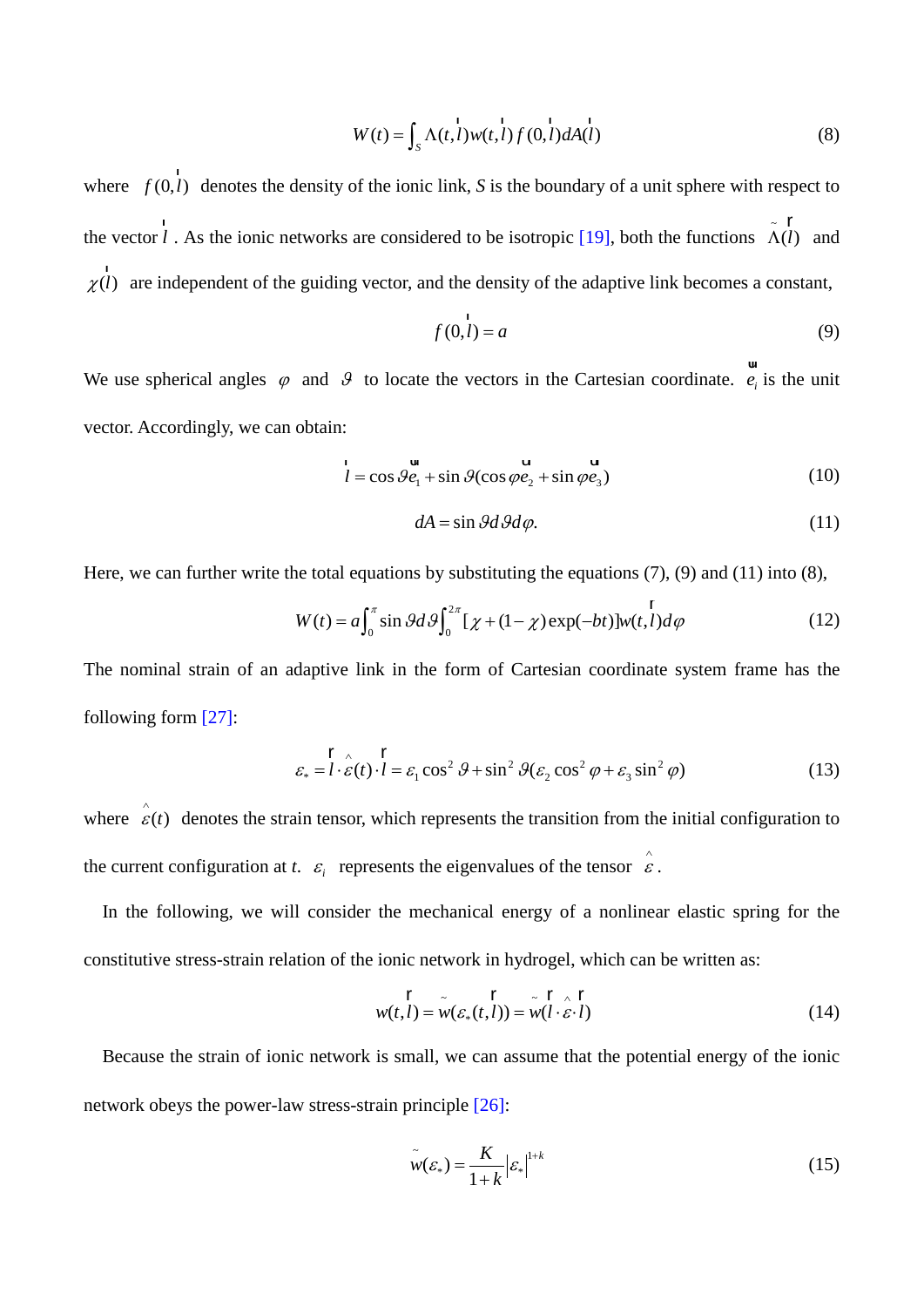$$W(t) = \int_S \Lambda(t, \vec{l}) w(t, \vec{l}) f(0, \vec{l}) dA(\vec{l}) \tag{8}$$

where $f(0, \vec{l})$ denotes the density of the ionic link, *S* is the boundary of a unit sphere with respect to the vector $\vec{l}$. As the ionic networks are considered to be isotropic [19], both the functions $\tilde{\Lambda}(\vec{l})$ and $\chi(\vec{l})$ are independent of the guiding vector, and the density of the adaptive link becomes a constant,

$$f(0, \vec{l}) = a \tag{9}$$

We use spherical angles $\varphi$ and $\vartheta$ to locate the vectors in the Cartesian coordinate. $\vec{e}_i$ is the unit vector. Accordingly, we can obtain:

$$\vec{l} = \cos\vartheta \vec{e}_1 + \sin\vartheta(\cos\varphi \vec{e}_2 + \sin\varphi \vec{e}_3) \tag{10}$$

$$dA = \sin\vartheta d\vartheta d\varphi. \tag{11}$$

Here, we can further write the total equations by substituting the equations (7), (9) and (11) into (8),

$$W(t) = a\int_0^{\pi} \sin\vartheta d\vartheta \int_0^{2\pi} [\chi + (1-\chi)\exp(-bt)] w(t, \vec{l}) d\varphi \tag{12}$$

The nominal strain of an adaptive link in the form of Cartesian coordinate system frame has the following form [27]:

$$\varepsilon_* = \vec{l} \cdot \hat{\varepsilon}(t) \cdot \vec{l} = \varepsilon_1 \cos^2\vartheta + \sin^2\vartheta(\varepsilon_2 \cos^2\varphi + \varepsilon_3 \sin^2\varphi) \tag{13}$$

where $\hat{\varepsilon}(t)$ denotes the strain tensor, which represents the transition from the initial configuration to the current configuration at *t*. $\varepsilon_i$ represents the eigenvalues of the tensor $\hat{\varepsilon}$.

In the following, we will consider the mechanical energy of a nonlinear elastic spring for the constitutive stress-strain relation of the ionic network in hydrogel, which can be written as:

$$w(t, \vec{l}) = \tilde{w}(\varepsilon_*(t, \vec{l})) = \tilde{w}(\vec{l} \cdot \hat{\varepsilon} \cdot \vec{l}) \tag{14}$$

Because the strain of ionic network is small, we can assume that the potential energy of the ionic network obeys the power-law stress-strain principle [26]:

$$\tilde{w}(\varepsilon_*) = \frac{K}{1+k} |\varepsilon_*|^{1+k} \tag{15}$$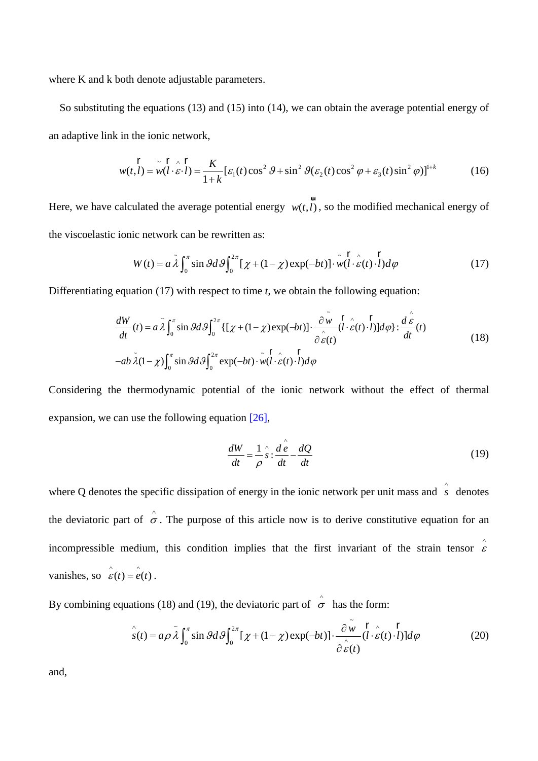where K and k both denote adjustable parameters.

So substituting the equations (13) and (15) into (14), we can obtain the average potential energy of an adaptive link in the ionic network,

$$w(t,\vec{l}) = \tilde{w}(\vec{l}\cdot\hat{\varepsilon}\cdot\vec{l}) = \frac{K}{1+k}[\varepsilon_1(t)\cos^2\vartheta + \sin^2\vartheta(\varepsilon_2(t)\cos^2\varphi + \varepsilon_3(t)\sin^2\varphi)]^{1+k} \tag{16}$$

Here, we have calculated the average potential energy $w(t,\vec{l})$, so the modified mechanical energy of the viscoelastic ionic network can be rewritten as:

$$W(t) = a\tilde{\lambda}\int_0^{\pi}\sin\vartheta d\vartheta\int_0^{2\pi}[\chi + (1-\chi)\exp(-bt)]\cdot\tilde{w}(\vec{l}\cdot\hat{\varepsilon}(t)\cdot\vec{l})d\varphi \tag{17}$$

Differentiating equation (17) with respect to time *t*, we obtain the following equation:

$$\begin{aligned}\frac{dW}{dt}(t) &= a\tilde{\lambda}\int_0^{\pi}\sin\vartheta d\vartheta\int_0^{2\pi}\{[\chi+(1-\chi)\exp(-bt)]\cdot\frac{\partial\tilde{w}}{\partial\hat{\varepsilon}(t)}(\vec{l}\cdot\hat{\varepsilon}(t)\cdot\vec{l})]d\varphi\}:\frac{d\hat{\varepsilon}}{dt}(t)\\ &-ab\tilde{\lambda}(1-\chi)\int_0^{\pi}\sin\vartheta d\vartheta\int_0^{2\pi}\exp(-bt)\cdot\tilde{w}(\vec{l}\cdot\hat{\varepsilon}(t)\cdot\vec{l})d\varphi\end{aligned} \tag{18}$$

Considering the thermodynamic potential of the ionic network without the effect of thermal expansion, we can use the following equation [26],

$$\frac{dW}{dt} = \frac{1}{\rho}\hat{s}:\frac{d\hat{e}}{dt} - \frac{dQ}{dt} \tag{19}$$

where Q denotes the specific dissipation of energy in the ionic network per unit mass and $\hat{s}$ denotes the deviatoric part of $\hat{\sigma}$. The purpose of this article now is to derive constitutive equation for an incompressible medium, this condition implies that the first invariant of the strain tensor $\hat{\varepsilon}$ vanishes, so $\hat{\varepsilon}(t) = \hat{e}(t)$.

By combining equations (18) and (19), the deviatoric part of $\hat{\sigma}$ has the form:

$$\hat{s}(t) = a\rho\tilde{\lambda}\int_0^{\pi}\sin\vartheta d\vartheta\int_0^{2\pi}[\chi+(1-\chi)\exp(-bt)]\cdot\frac{\partial\tilde{w}}{\partial\hat{\varepsilon}(t)}(\vec{l}\cdot\hat{\varepsilon}(t)\cdot\vec{l})]d\varphi \tag{20}$$

and,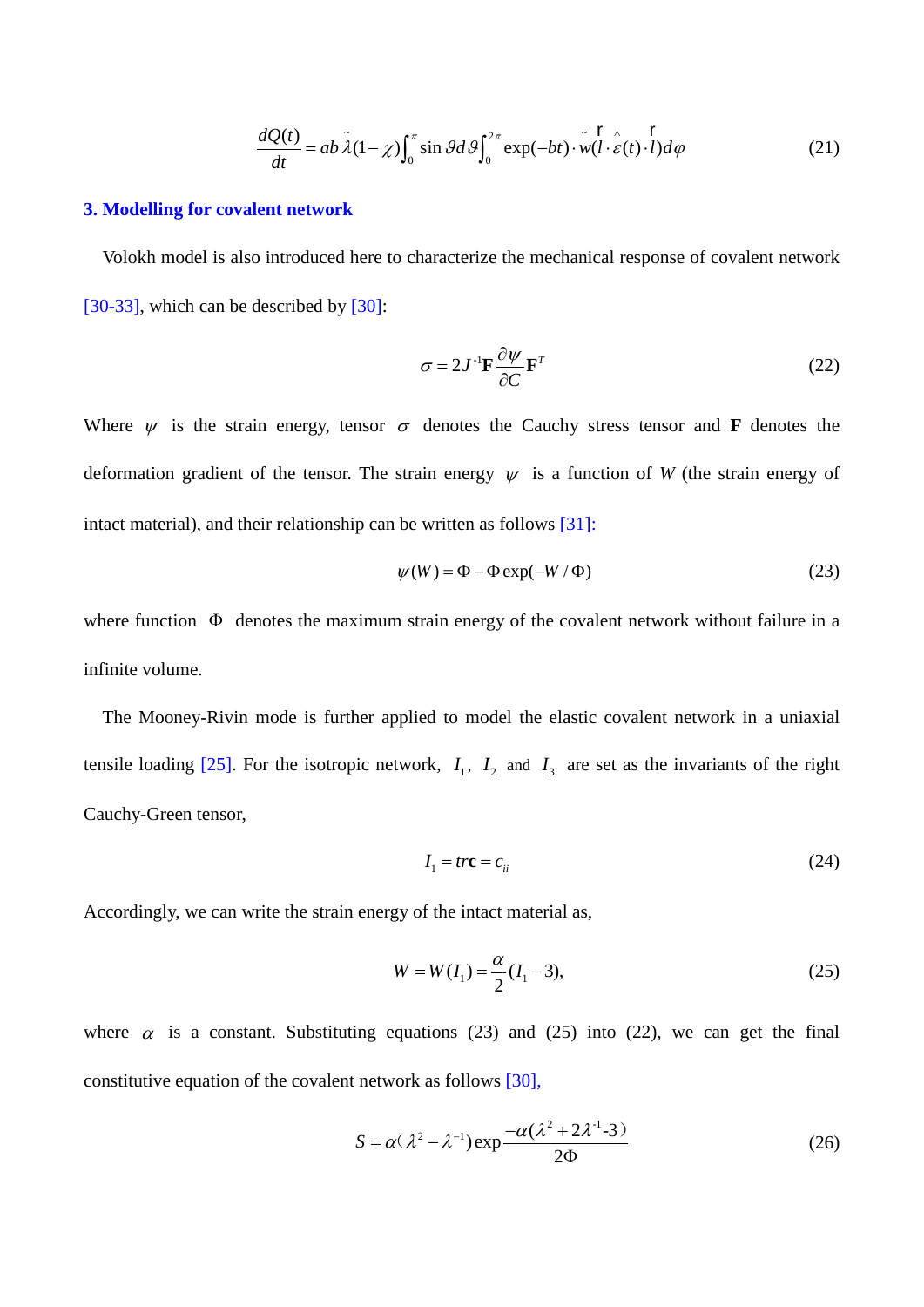$$\frac{dQ(t)}{dt} = ab\tilde{\lambda}(1-\chi)\int_0^{\pi}\sin\vartheta d\vartheta\int_0^{2\pi}\exp(-bt)\cdot\tilde{w}(\vec{l}\cdot\hat{\varepsilon}(t)\cdot\vec{l})d\varphi \tag{21}$$

## 3. Modelling for covalent network

Volokh model is also introduced here to characterize the mechanical response of covalent network [30-33], which can be described by [30]:

$$\sigma = 2J^{-1}\mathbf{F}\frac{\partial\psi}{\partial C}\mathbf{F}^{T} \tag{22}$$

Where $\psi$ is the strain energy, tensor $\sigma$ denotes the Cauchy stress tensor and $\mathbf{F}$ denotes the deformation gradient of the tensor. The strain energy $\psi$ is a function of $W$ (the strain energy of intact material), and their relationship can be written as follows [31]:

$$\psi(W) = \Phi - \Phi\exp(-W/\Phi) \tag{23}$$

where function $\Phi$ denotes the maximum strain energy of the covalent network without failure in a infinite volume.

The Mooney-Rivin mode is further applied to model the elastic covalent network in a uniaxial tensile loading [25]. For the isotropic network, $I_1$, $I_2$ and $I_3$ are set as the invariants of the right Cauchy-Green tensor,

$$I_1 = tr\mathbf{c} = c_{ii} \tag{24}$$

Accordingly, we can write the strain energy of the intact material as,

$$W = W(I_1) = \frac{\alpha}{2}(I_1 - 3), \tag{25}$$

where $\alpha$ is a constant. Substituting equations (23) and (25) into (22), we can get the final constitutive equation of the covalent network as follows [30],

$$S = \alpha(\lambda^2 - \lambda^{-1})\exp\frac{-\alpha(\lambda^2 + 2\lambda^{-1} - 3)}{2\Phi} \tag{26}$$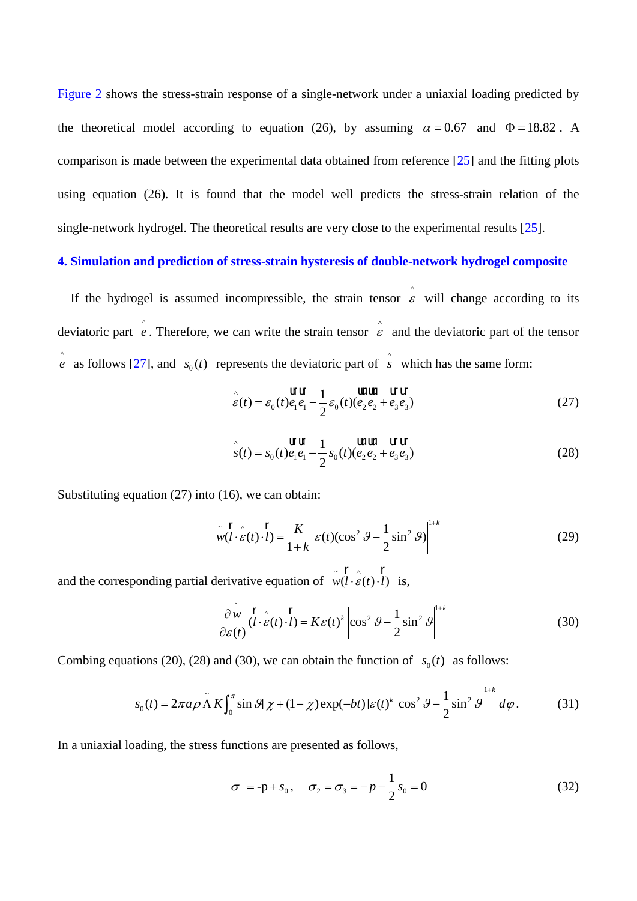Figure 2 shows the stress-strain response of a single-network under a uniaxial loading predicted by the theoretical model according to equation (26), by assuming $\alpha = 0.67$ and $\Phi = 18.82$. A comparison is made between the experimental data obtained from reference [25] and the fitting plots using equation (26). It is found that the model well predicts the stress-strain relation of the single-network hydrogel. The theoretical results are very close to the experimental results [25].

## 4. Simulation and prediction of stress-strain hysteresis of double-network hydrogel composite

If the hydrogel is assumed incompressible, the strain tensor $\hat{\varepsilon}$ will change according to its deviatoric part $\hat{e}$. Therefore, we can write the strain tensor $\hat{\varepsilon}$ and the deviatoric part of the tensor $\hat{e}$ as follows [27], and $s_0(t)$ represents the deviatoric part of $\hat{s}$ which has the same form:

$$\hat{\varepsilon}(t) = \varepsilon_0(t)\vec{e}_1\vec{e}_1 - \frac{1}{2}\varepsilon_0(t)(\vec{e}_2\vec{e}_2 + \vec{e}_3\vec{e}_3) \tag{27}$$

$$\hat{s}(t) = s_0(t)\vec{e}_1\vec{e}_1 - \frac{1}{2}s_0(t)(\vec{e}_2\vec{e}_2 + \vec{e}_3\vec{e}_3) \tag{28}$$

Substituting equation (27) into (16), we can obtain:

$$\tilde{w}(\vec{l} \cdot \hat{\varepsilon}(t) \cdot \vec{l}) = \frac{K}{1+k}\left|\varepsilon(t)(\cos^2\vartheta - \frac{1}{2}\sin^2\vartheta)\right|^{1+k} \tag{29}$$

and the corresponding partial derivative equation of $\tilde{w}(\vec{l} \cdot \hat{\varepsilon}(t) \cdot \vec{l})$ is,

$$\frac{\partial \tilde{w}}{\partial \varepsilon(t)}(\vec{l} \cdot \hat{\varepsilon}(t) \cdot \vec{l}) = K\varepsilon(t)^k\left|\cos^2\vartheta - \frac{1}{2}\sin^2\vartheta\right|^{1+k} \tag{30}$$

Combing equations (20), (28) and (30), we can obtain the function of $s_0(t)$ as follows:

$$s_0(t) = 2\pi a\rho\tilde{\Lambda}K\int_0^\pi \sin\vartheta[\chi + (1-\chi)\exp(-bt)]\varepsilon(t)^k\left|\cos^2\vartheta - \frac{1}{2}\sin^2\vartheta\right|^{1+k} d\varphi. \tag{31}$$

In a uniaxial loading, the stress functions are presented as follows,

$$\sigma = -p + s_0, \quad \sigma_2 = \sigma_3 = -p - \frac{1}{2}s_0 = 0 \tag{32}$$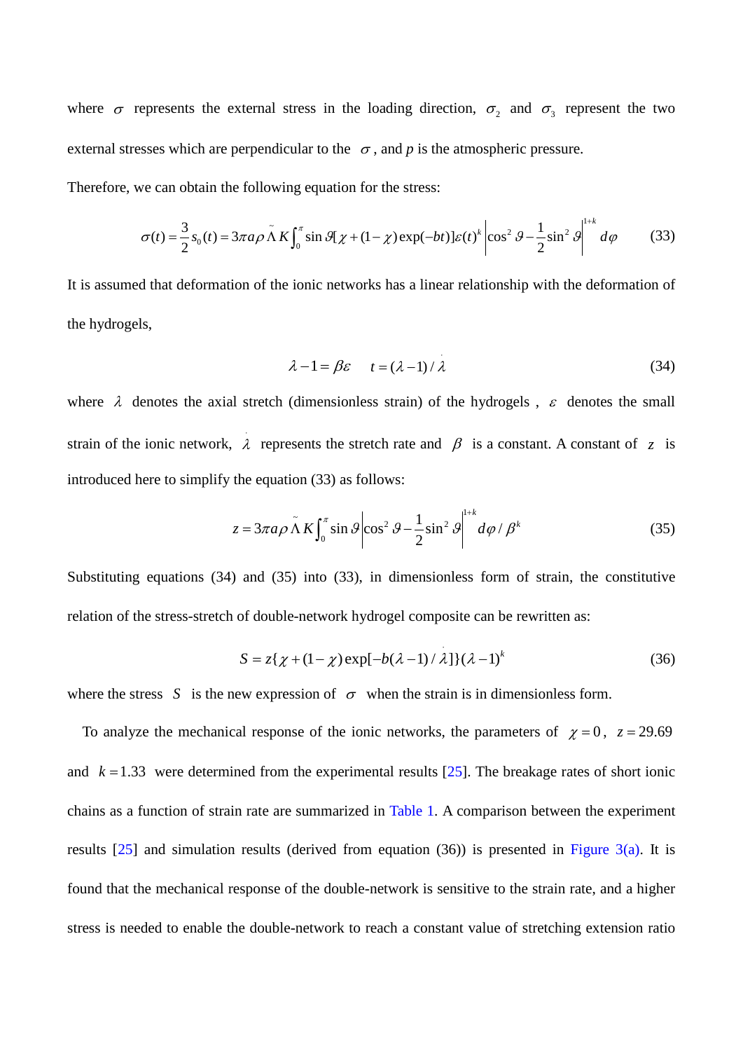where $\sigma$ represents the external stress in the loading direction, $\sigma_2$ and $\sigma_3$ represent the two external stresses which are perpendicular to the $\sigma$, and $p$ is the atmospheric pressure.

Therefore, we can obtain the following equation for the stress:

$$\sigma(t) = \frac{3}{2}s_0(t) = 3\pi a \rho \tilde{\Lambda} K \int_0^{\pi} \sin\vartheta [\chi + (1-\chi)\exp(-bt)]\varepsilon(t)^k \left|\cos^2\vartheta - \frac{1}{2}\sin^2\vartheta\right|^{1+k} d\varphi \tag{33}$$

It is assumed that deformation of the ionic networks has a linear relationship with the deformation of the hydrogels,

$$\lambda - 1 = \beta\varepsilon \qquad t = (\lambda - 1)/\dot{\lambda} \tag{34}$$

where $\lambda$ denotes the axial stretch (dimensionless strain) of the hydrogels , $\varepsilon$ denotes the small strain of the ionic network, $\dot{\lambda}$ represents the stretch rate and $\beta$ is a constant. A constant of $z$ is introduced here to simplify the equation (33) as follows:

$$z = 3\pi a \rho \tilde{\Lambda} K \int_0^{\pi} \sin\vartheta \left|\cos^2\vartheta - \frac{1}{2}\sin^2\vartheta\right|^{1+k} d\varphi / \beta^k \tag{35}$$

Substituting equations (34) and (35) into (33), in dimensionless form of strain, the constitutive relation of the stress-stretch of double-network hydrogel composite can be rewritten as:

$$S = z\{\chi + (1-\chi)\exp[-b(\lambda - 1)/\dot{\lambda}]\}(\lambda - 1)^k \tag{36}$$

where the stress $S$ is the new expression of $\sigma$ when the strain is in dimensionless form.

To analyze the mechanical response of the ionic networks, the parameters of $\chi = 0$, $z = 29.69$ and $k = 1.33$ were determined from the experimental results [25]. The breakage rates of short ionic chains as a function of strain rate are summarized in Table 1. A comparison between the experiment results [25] and simulation results (derived from equation (36)) is presented in Figure 3(a). It is found that the mechanical response of the double-network is sensitive to the strain rate, and a higher stress is needed to enable the double-network to reach a constant value of stretching extension ratio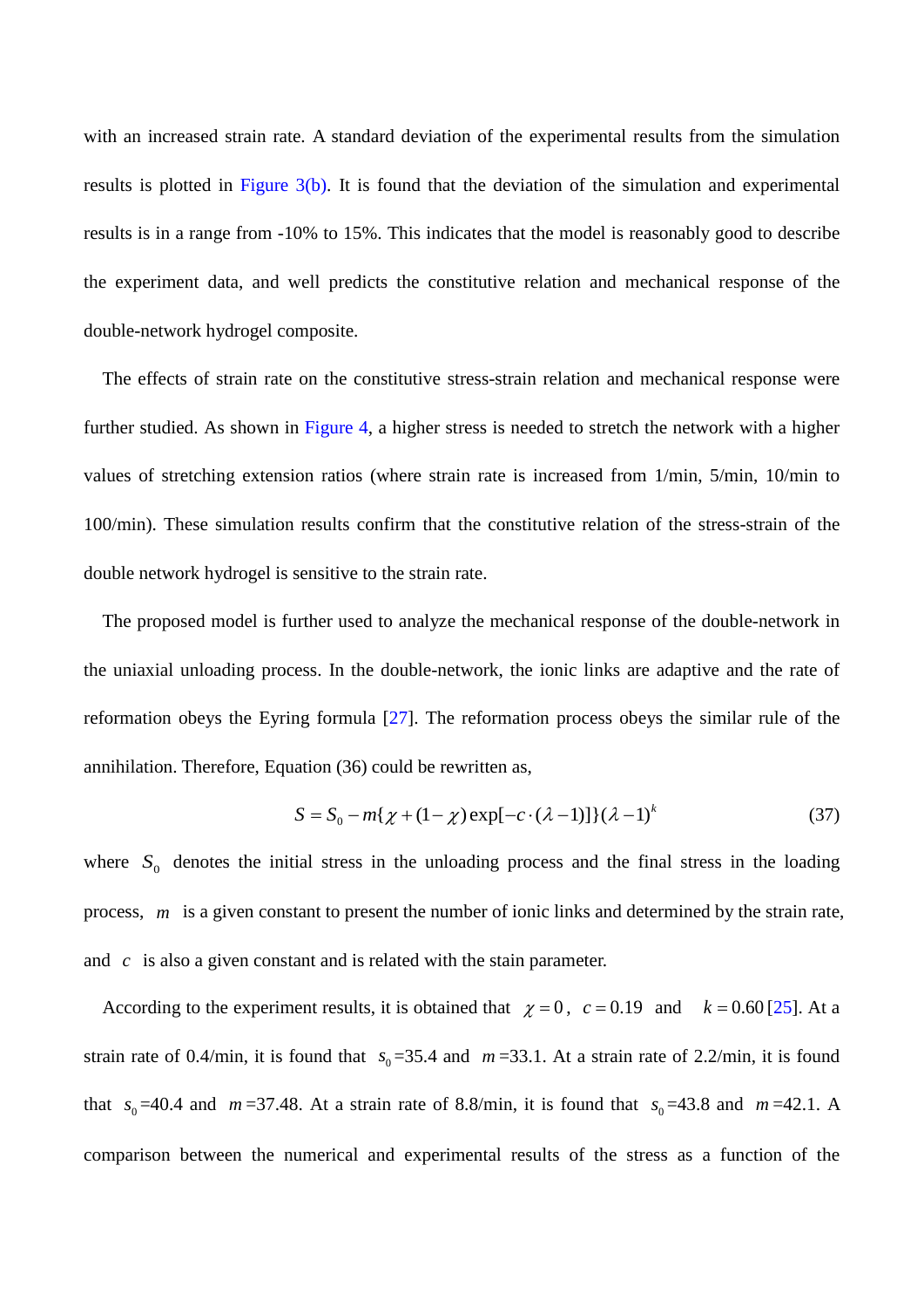with an increased strain rate. A standard deviation of the experimental results from the simulation results is plotted in Figure 3(b). It is found that the deviation of the simulation and experimental results is in a range from -10% to 15%. This indicates that the model is reasonably good to describe the experiment data, and well predicts the constitutive relation and mechanical response of the double-network hydrogel composite.

The effects of strain rate on the constitutive stress-strain relation and mechanical response were further studied. As shown in Figure 4, a higher stress is needed to stretch the network with a higher values of stretching extension ratios (where strain rate is increased from 1/min, 5/min, 10/min to 100/min). These simulation results confirm that the constitutive relation of the stress-strain of the double network hydrogel is sensitive to the strain rate.

The proposed model is further used to analyze the mechanical response of the double-network in the uniaxial unloading process. In the double-network, the ionic links are adaptive and the rate of reformation obeys the Eyring formula [27]. The reformation process obeys the similar rule of the annihilation. Therefore, Equation (36) could be rewritten as,

$$S = S_0 - m\{\chi + (1-\chi)\exp[-c\cdot(\lambda-1)]\}(\lambda-1)^k \tag{37}$$

where $S_0$ denotes the initial stress in the unloading process and the final stress in the loading process, $m$ is a given constant to present the number of ionic links and determined by the strain rate, and $c$ is also a given constant and is related with the stain parameter.

According to the experiment results, it is obtained that $\chi = 0$, $c = 0.19$ and $k = 0.60$ [25]. At a strain rate of 0.4/min, it is found that $s_0$ =35.4 and $m$ =33.1. At a strain rate of 2.2/min, it is found that $s_0$ =40.4 and $m$ =37.48. At a strain rate of 8.8/min, it is found that $s_0$ =43.8 and $m$ =42.1. A comparison between the numerical and experimental results of the stress as a function of the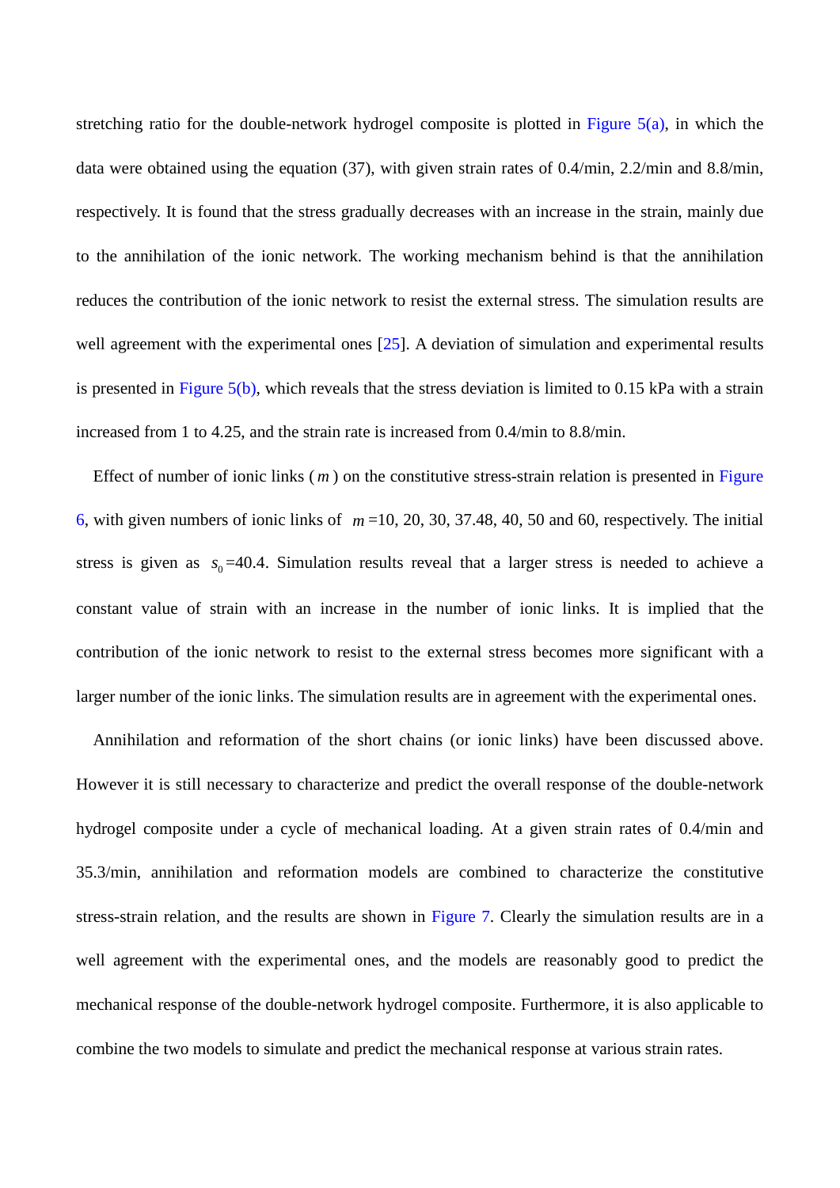stretching ratio for the double-network hydrogel composite is plotted in Figure 5(a), in which the data were obtained using the equation (37), with given strain rates of 0.4/min, 2.2/min and 8.8/min, respectively. It is found that the stress gradually decreases with an increase in the strain, mainly due to the annihilation of the ionic network. The working mechanism behind is that the annihilation reduces the contribution of the ionic network to resist the external stress. The simulation results are well agreement with the experimental ones [25]. A deviation of simulation and experimental results is presented in Figure 5(b), which reveals that the stress deviation is limited to 0.15 kPa with a strain increased from 1 to 4.25, and the strain rate is increased from 0.4/min to 8.8/min.

Effect of number of ionic links ( $m$ ) on the constitutive stress-strain relation is presented in Figure 6, with given numbers of ionic links of $m$ =10, 20, 30, 37.48, 40, 50 and 60, respectively. The initial stress is given as $s_0$=40.4. Simulation results reveal that a larger stress is needed to achieve a constant value of strain with an increase in the number of ionic links. It is implied that the contribution of the ionic network to resist to the external stress becomes more significant with a larger number of the ionic links. The simulation results are in agreement with the experimental ones.

Annihilation and reformation of the short chains (or ionic links) have been discussed above. However it is still necessary to characterize and predict the overall response of the double-network hydrogel composite under a cycle of mechanical loading. At a given strain rates of 0.4/min and 35.3/min, annihilation and reformation models are combined to characterize the constitutive stress-strain relation, and the results are shown in Figure 7. Clearly the simulation results are in a well agreement with the experimental ones, and the models are reasonably good to predict the mechanical response of the double-network hydrogel composite. Furthermore, it is also applicable to combine the two models to simulate and predict the mechanical response at various strain rates.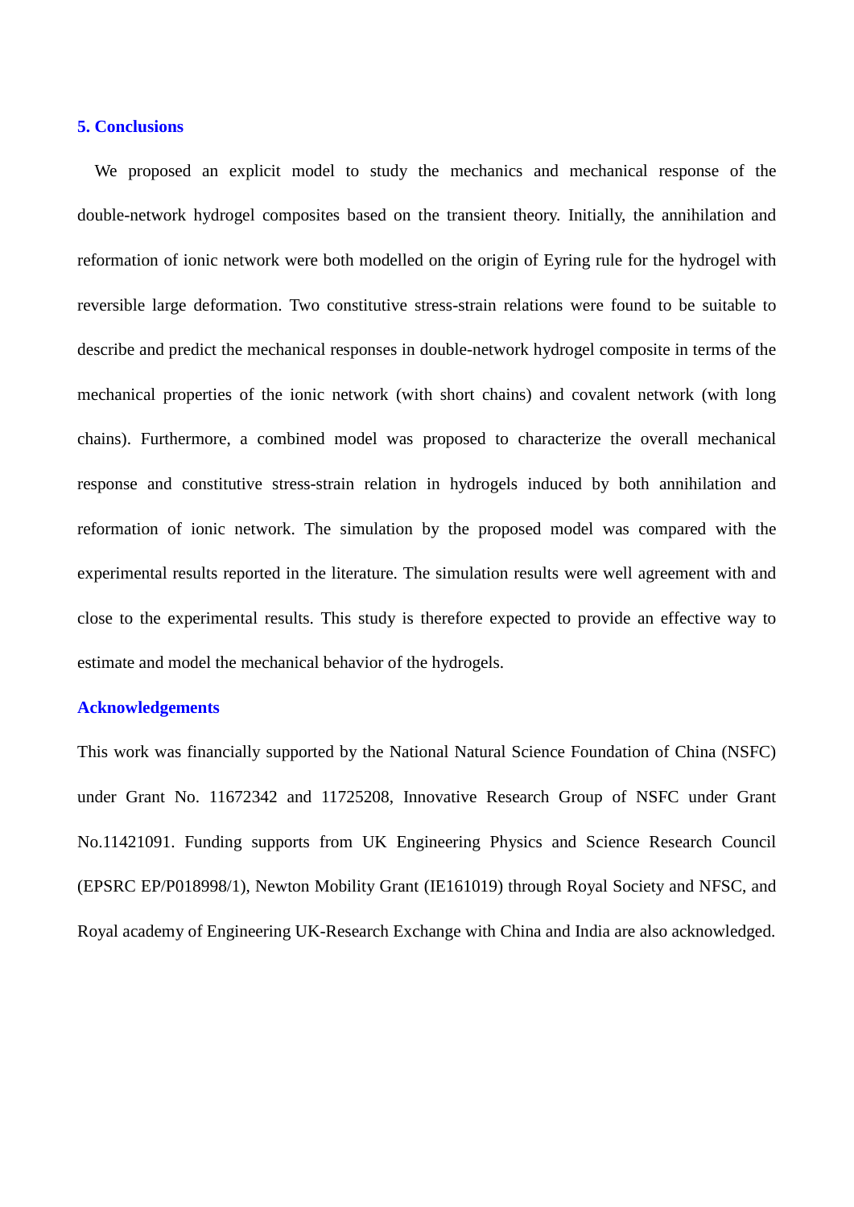## 5. Conclusions

We proposed an explicit model to study the mechanics and mechanical response of the double-network hydrogel composites based on the transient theory. Initially, the annihilation and reformation of ionic network were both modelled on the origin of Eyring rule for the hydrogel with reversible large deformation. Two constitutive stress-strain relations were found to be suitable to describe and predict the mechanical responses in double-network hydrogel composite in terms of the mechanical properties of the ionic network (with short chains) and covalent network (with long chains). Furthermore, a combined model was proposed to characterize the overall mechanical response and constitutive stress-strain relation in hydrogels induced by both annihilation and reformation of ionic network. The simulation by the proposed model was compared with the experimental results reported in the literature. The simulation results were well agreement with and close to the experimental results. This study is therefore expected to provide an effective way to estimate and model the mechanical behavior of the hydrogels.

## Acknowledgements

This work was financially supported by the National Natural Science Foundation of China (NSFC) under Grant No. 11672342 and 11725208, Innovative Research Group of NSFC under Grant No.11421091. Funding supports from UK Engineering Physics and Science Research Council (EPSRC EP/P018998/1), Newton Mobility Grant (IE161019) through Royal Society and NFSC, and Royal academy of Engineering UK-Research Exchange with China and India are also acknowledged.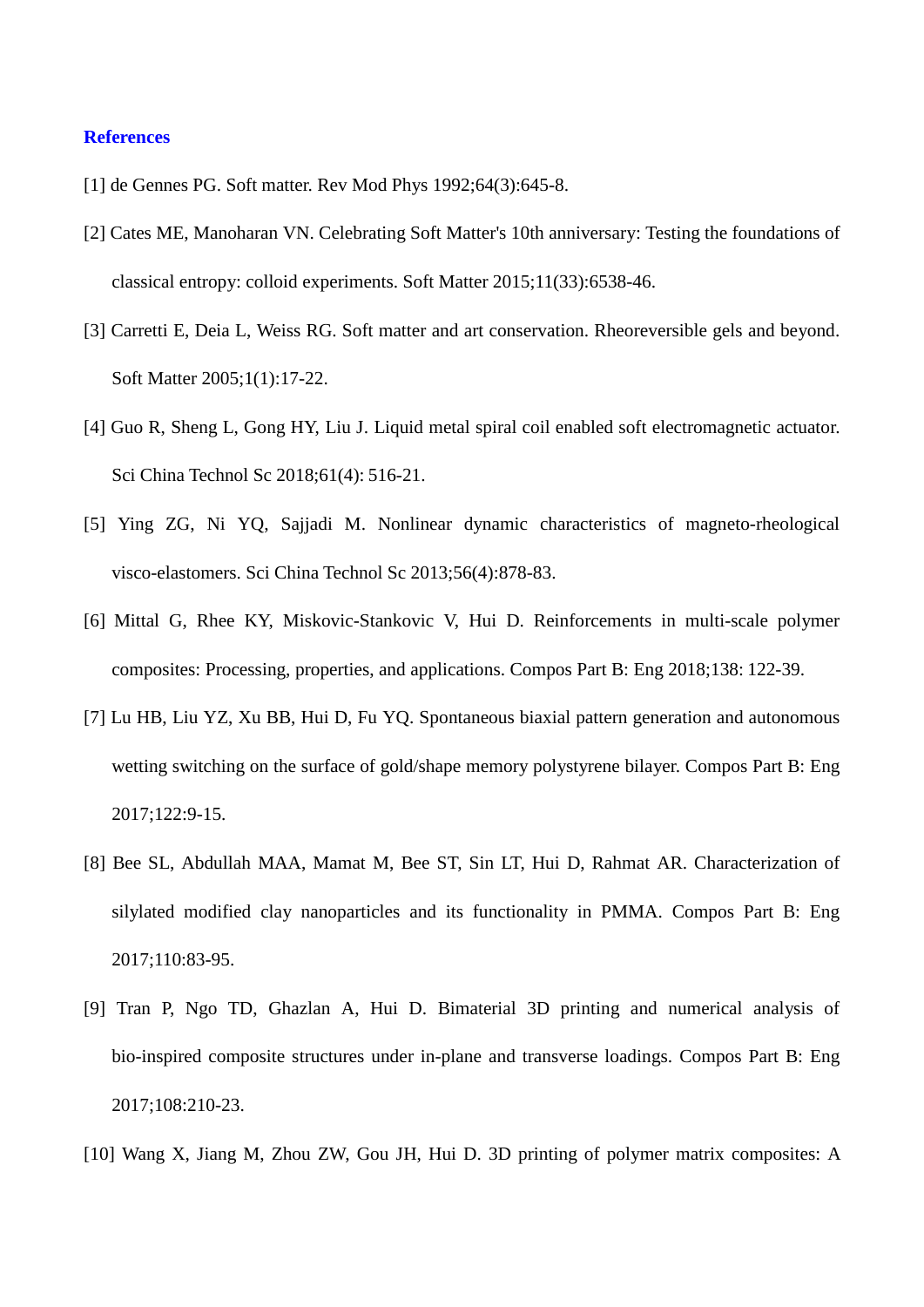## References

[1] de Gennes PG. Soft matter. Rev Mod Phys 1992;64(3):645-8.

[2] Cates ME, Manoharan VN. Celebrating Soft Matter's 10th anniversary: Testing the foundations of classical entropy: colloid experiments. Soft Matter 2015;11(33):6538-46.

[3] Carretti E, Deia L, Weiss RG. Soft matter and art conservation. Rheoreversible gels and beyond. Soft Matter 2005;1(1):17-22.

[4] Guo R, Sheng L, Gong HY, Liu J. Liquid metal spiral coil enabled soft electromagnetic actuator. Sci China Technol Sc 2018;61(4): 516-21.

[5] Ying ZG, Ni YQ, Sajjadi M. Nonlinear dynamic characteristics of magneto-rheological visco-elastomers. Sci China Technol Sc 2013;56(4):878-83.

[6] Mittal G, Rhee KY, Miskovic-Stankovic V, Hui D. Reinforcements in multi-scale polymer composites: Processing, properties, and applications. Compos Part B: Eng 2018;138: 122-39.

[7] Lu HB, Liu YZ, Xu BB, Hui D, Fu YQ. Spontaneous biaxial pattern generation and autonomous wetting switching on the surface of gold/shape memory polystyrene bilayer. Compos Part B: Eng 2017;122:9-15.

[8] Bee SL, Abdullah MAA, Mamat M, Bee ST, Sin LT, Hui D, Rahmat AR. Characterization of silylated modified clay nanoparticles and its functionality in PMMA. Compos Part B: Eng 2017;110:83-95.

[9] Tran P, Ngo TD, Ghazlan A, Hui D. Bimaterial 3D printing and numerical analysis of bio-inspired composite structures under in-plane and transverse loadings. Compos Part B: Eng 2017;108:210-23.

[10] Wang X, Jiang M, Zhou ZW, Gou JH, Hui D. 3D printing of polymer matrix composites: A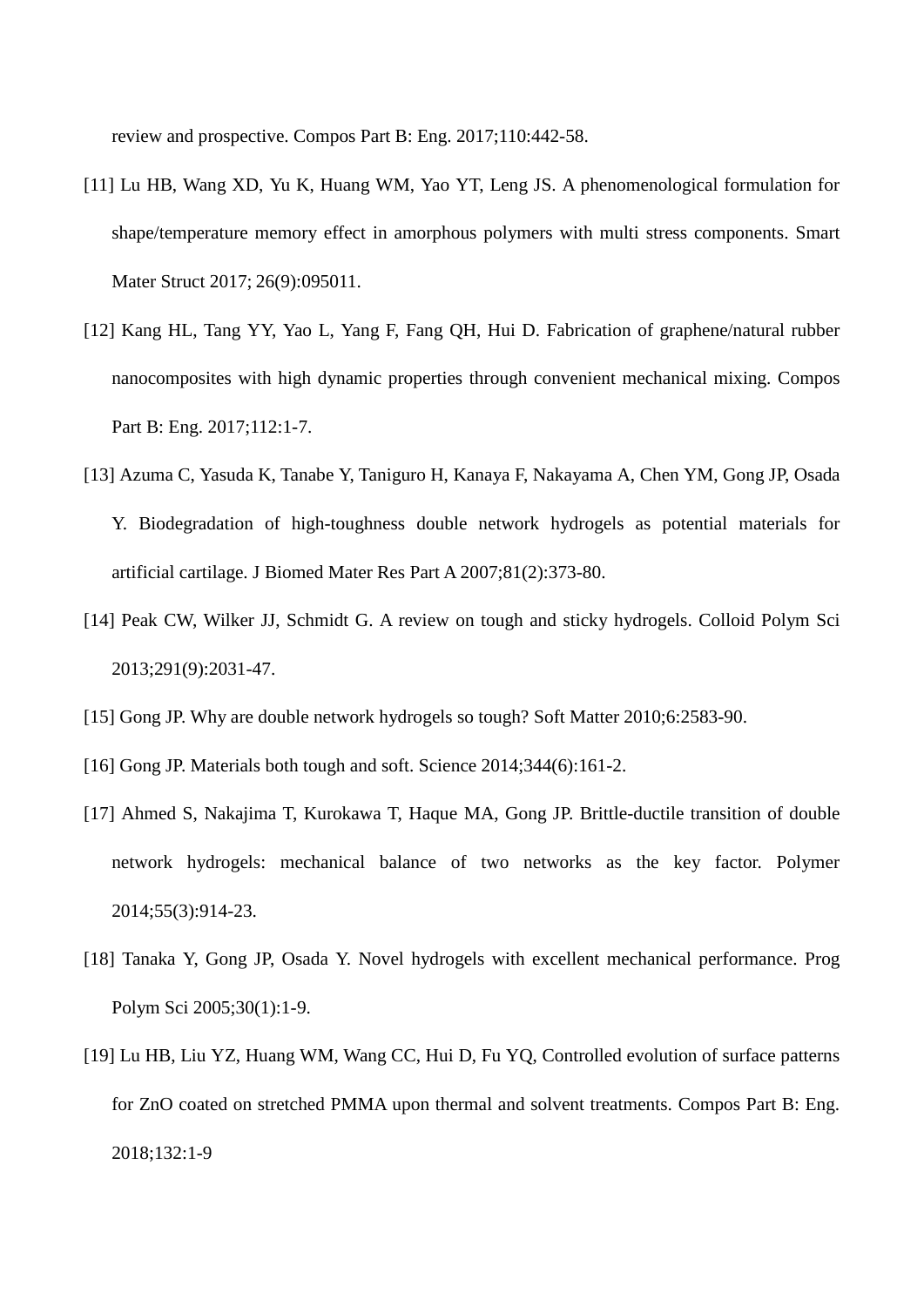review and prospective. Compos Part B: Eng. 2017;110:442-58.

[11] Lu HB, Wang XD, Yu K, Huang WM, Yao YT, Leng JS. A phenomenological formulation for shape/temperature memory effect in amorphous polymers with multi stress components. Smart Mater Struct 2017; 26(9):095011.

[12] Kang HL, Tang YY, Yao L, Yang F, Fang QH, Hui D. Fabrication of graphene/natural rubber nanocomposites with high dynamic properties through convenient mechanical mixing. Compos Part B: Eng. 2017;112:1-7.

[13] Azuma C, Yasuda K, Tanabe Y, Taniguro H, Kanaya F, Nakayama A, Chen YM, Gong JP, Osada Y. Biodegradation of high-toughness double network hydrogels as potential materials for artificial cartilage. J Biomed Mater Res Part A 2007;81(2):373-80.

[14] Peak CW, Wilker JJ, Schmidt G. A review on tough and sticky hydrogels. Colloid Polym Sci 2013;291(9):2031-47.

[15] Gong JP. Why are double network hydrogels so tough? Soft Matter 2010;6:2583-90.

[16] Gong JP. Materials both tough and soft. Science 2014;344(6):161-2.

[17] Ahmed S, Nakajima T, Kurokawa T, Haque MA, Gong JP. Brittle-ductile transition of double network hydrogels: mechanical balance of two networks as the key factor. Polymer 2014;55(3):914-23.

[18] Tanaka Y, Gong JP, Osada Y. Novel hydrogels with excellent mechanical performance. Prog Polym Sci 2005;30(1):1-9.

[19] Lu HB, Liu YZ, Huang WM, Wang CC, Hui D, Fu YQ, Controlled evolution of surface patterns for ZnO coated on stretched PMMA upon thermal and solvent treatments. Compos Part B: Eng. 2018;132:1-9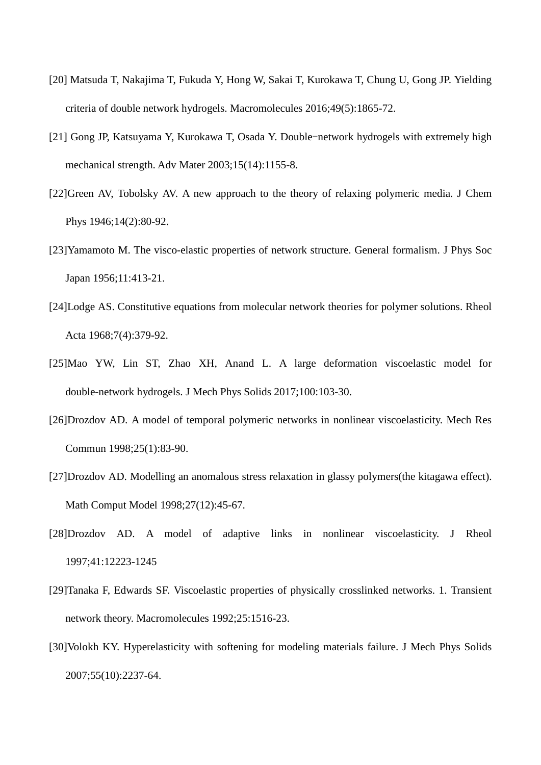[20] Matsuda T, Nakajima T, Fukuda Y, Hong W, Sakai T, Kurokawa T, Chung U, Gong JP. Yielding criteria of double network hydrogels. Macromolecules 2016;49(5):1865-72.

[21] Gong JP, Katsuyama Y, Kurokawa T, Osada Y. Double-network hydrogels with extremely high mechanical strength. Adv Mater 2003;15(14):1155-8.

[22]Green AV, Tobolsky AV. A new approach to the theory of relaxing polymeric media. J Chem Phys 1946;14(2):80-92.

[23]Yamamoto M. The visco-elastic properties of network structure. General formalism. J Phys Soc Japan 1956;11:413-21.

[24]Lodge AS. Constitutive equations from molecular network theories for polymer solutions. Rheol Acta 1968;7(4):379-92.

[25]Mao YW, Lin ST, Zhao XH, Anand L. A large deformation viscoelastic model for double-network hydrogels. J Mech Phys Solids 2017;100:103-30.

[26]Drozdov AD. A model of temporal polymeric networks in nonlinear viscoelasticity. Mech Res Commun 1998;25(1):83-90.

[27]Drozdov AD. Modelling an anomalous stress relaxation in glassy polymers(the kitagawa effect). Math Comput Model 1998;27(12):45-67.

[28]Drozdov AD. A model of adaptive links in nonlinear viscoelasticity. J Rheol 1997;41:12223-1245

[29]Tanaka F, Edwards SF. Viscoelastic properties of physically crosslinked networks. 1. Transient network theory. Macromolecules 1992;25:1516-23.

[30]Volokh KY. Hyperelasticity with softening for modeling materials failure. J Mech Phys Solids 2007;55(10):2237-64.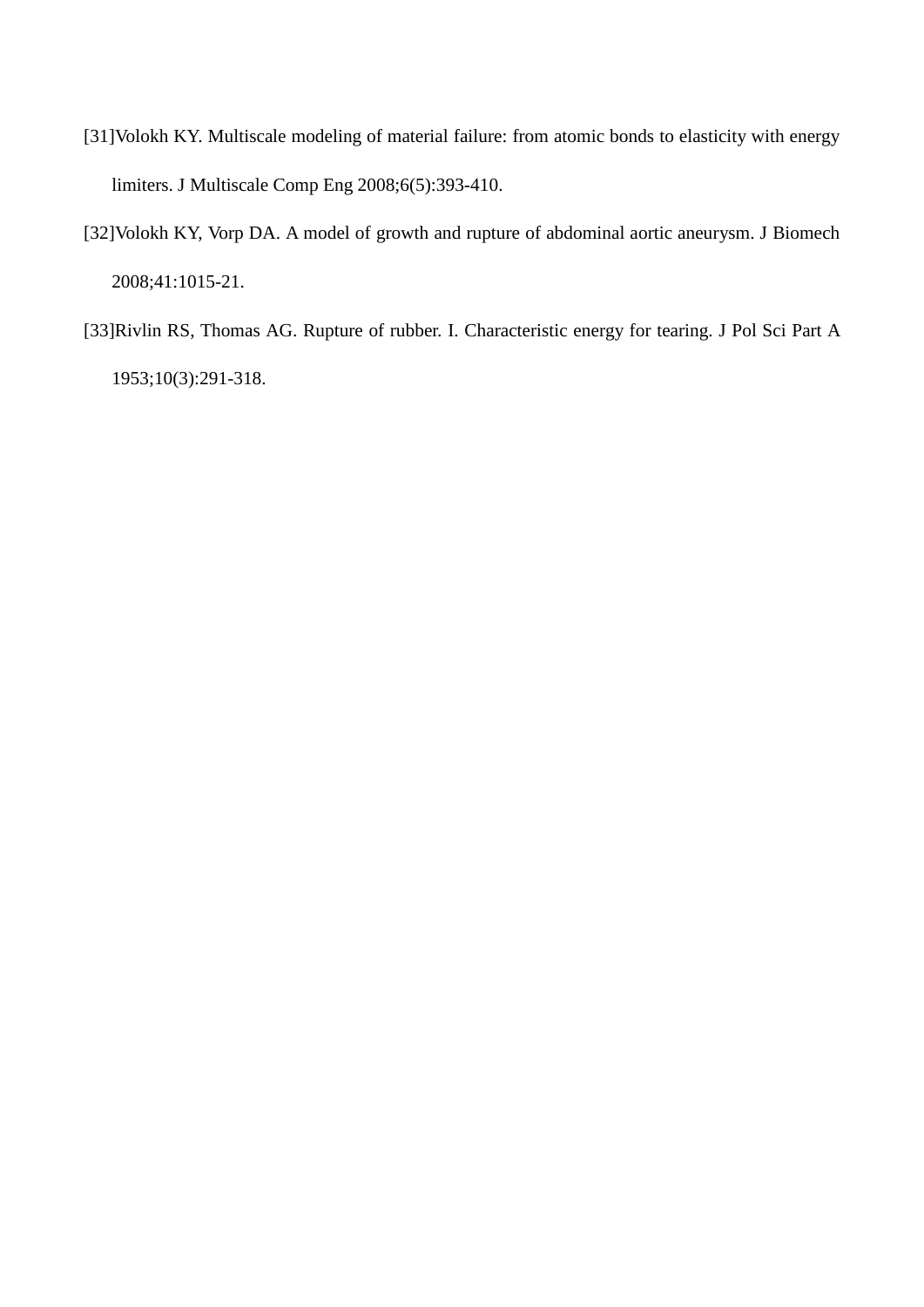[31]Volokh KY. Multiscale modeling of material failure: from atomic bonds to elasticity with energy limiters. J Multiscale Comp Eng 2008;6(5):393-410.

[32]Volokh KY, Vorp DA. A model of growth and rupture of abdominal aortic aneurysm. J Biomech 2008;41:1015-21.

[33]Rivlin RS, Thomas AG. Rupture of rubber. I. Characteristic energy for tearing. J Pol Sci Part A 1953;10(3):291-318.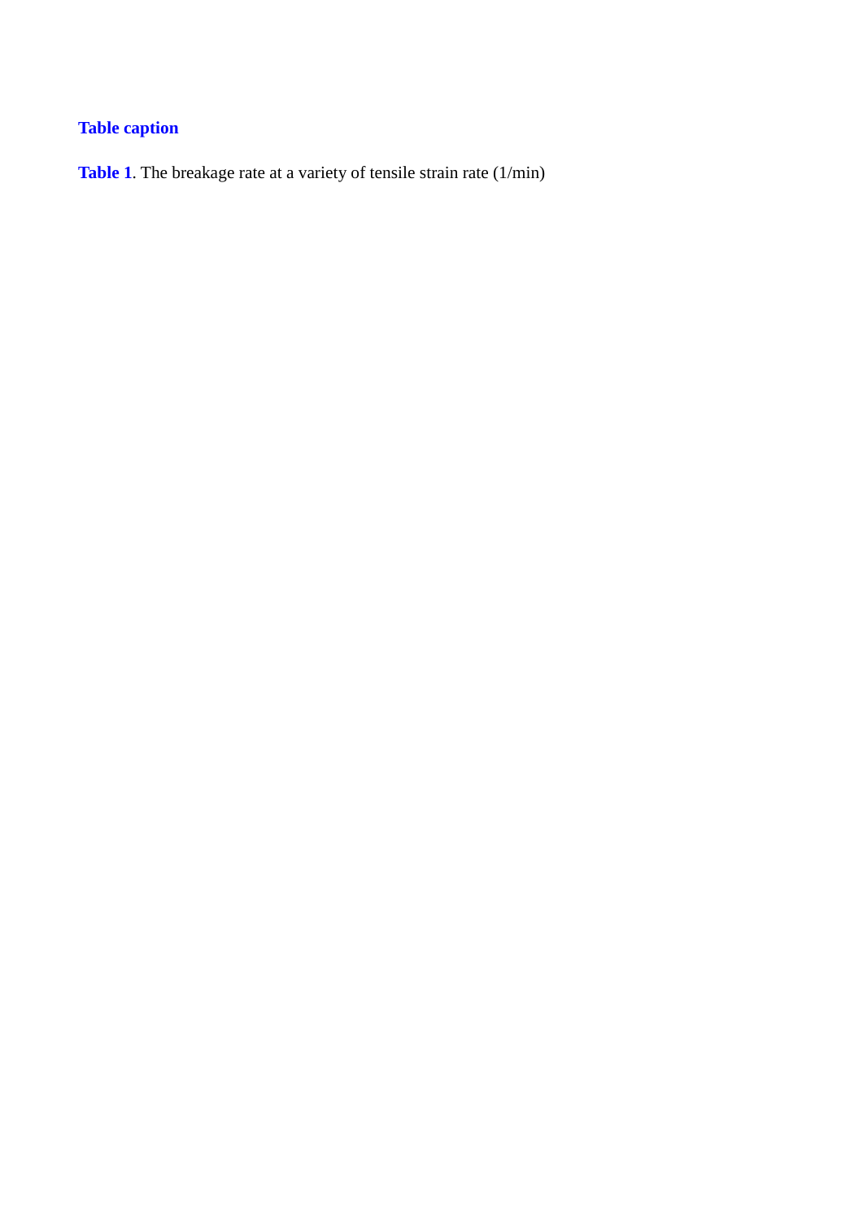**Table caption**

**Table 1**. The breakage rate at a variety of tensile strain rate (1/min)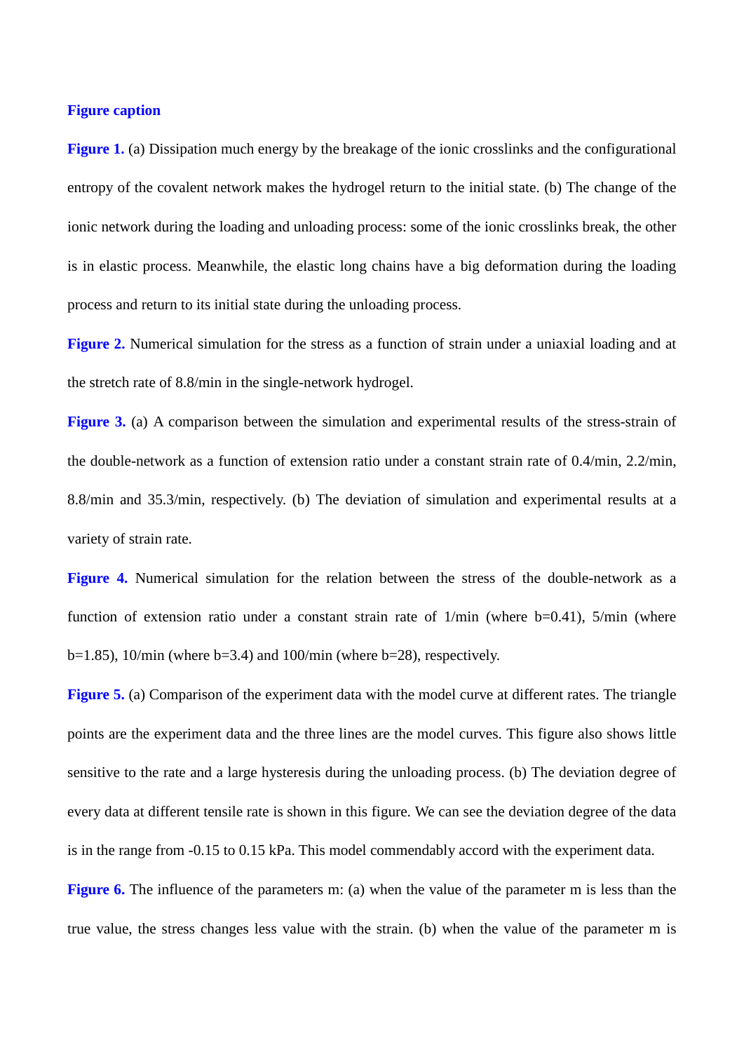## Figure caption

**Figure 1.** (a) Dissipation much energy by the breakage of the ionic crosslinks and the configurational entropy of the covalent network makes the hydrogel return to the initial state. (b) The change of the ionic network during the loading and unloading process: some of the ionic crosslinks break, the other is in elastic process. Meanwhile, the elastic long chains have a big deformation during the loading process and return to its initial state during the unloading process.

**Figure 2.** Numerical simulation for the stress as a function of strain under a uniaxial loading and at the stretch rate of 8.8/min in the single-network hydrogel.

**Figure 3.** (a) A comparison between the simulation and experimental results of the stress-strain of the double-network as a function of extension ratio under a constant strain rate of 0.4/min, 2.2/min, 8.8/min and 35.3/min, respectively. (b) The deviation of simulation and experimental results at a variety of strain rate.

**Figure 4.** Numerical simulation for the relation between the stress of the double-network as a function of extension ratio under a constant strain rate of 1/min (where b=0.41), 5/min (where b=1.85), 10/min (where b=3.4) and 100/min (where b=28), respectively.

**Figure 5.** (a) Comparison of the experiment data with the model curve at different rates. The triangle points are the experiment data and the three lines are the model curves. This figure also shows little sensitive to the rate and a large hysteresis during the unloading process. (b) The deviation degree of every data at different tensile rate is shown in this figure. We can see the deviation degree of the data is in the range from -0.15 to 0.15 kPa. This model commendably accord with the experiment data.

**Figure 6.** The influence of the parameters m: (a) when the value of the parameter m is less than the true value, the stress changes less value with the strain. (b) when the value of the parameter m is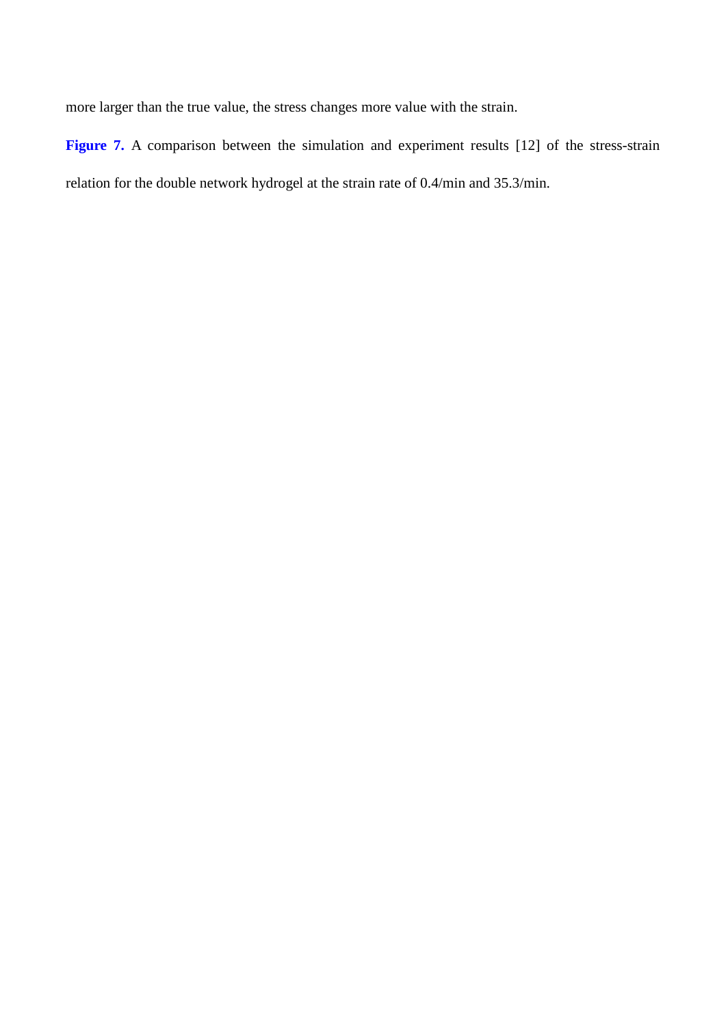more larger than the true value, the stress changes more value with the strain.

**Figure 7.** A comparison between the simulation and experiment results [12] of the stress-strain relation for the double network hydrogel at the strain rate of 0.4/min and 35.3/min.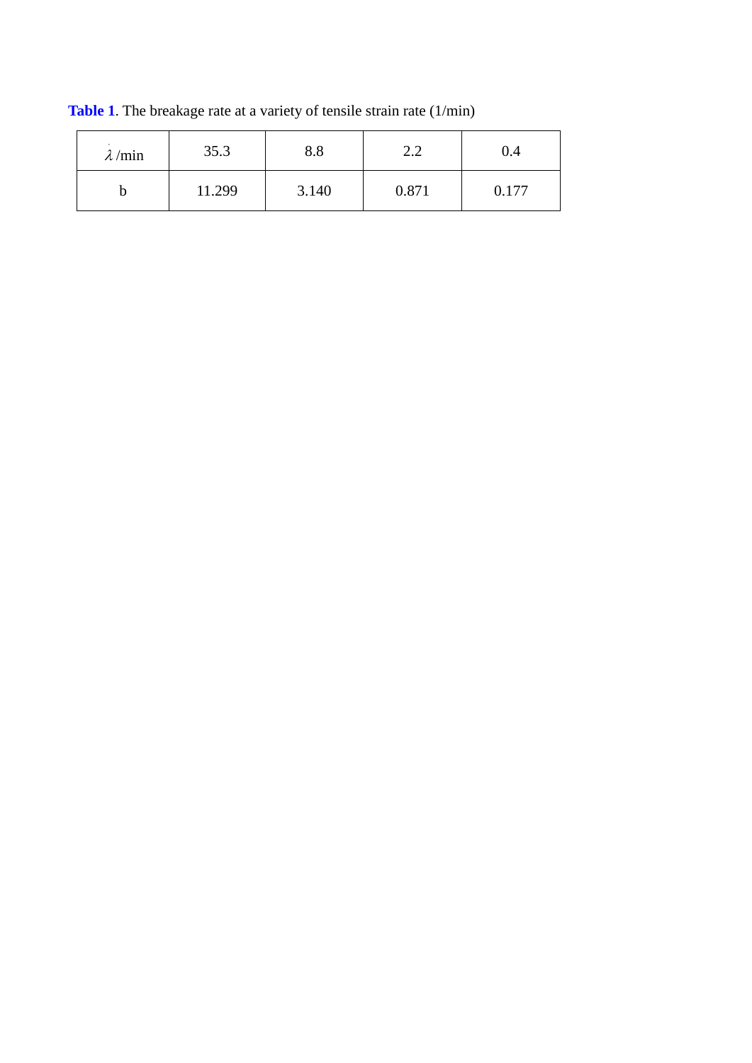**Table 1**. The breakage rate at a variety of tensile strain rate (1/min)

| $\dot{\lambda}$ /min | 35.3 | 8.8 | 2.2 | 0.4 |
|---|---|---|---|---|
| b | 11.299 | 3.140 | 0.871 | 0.177 |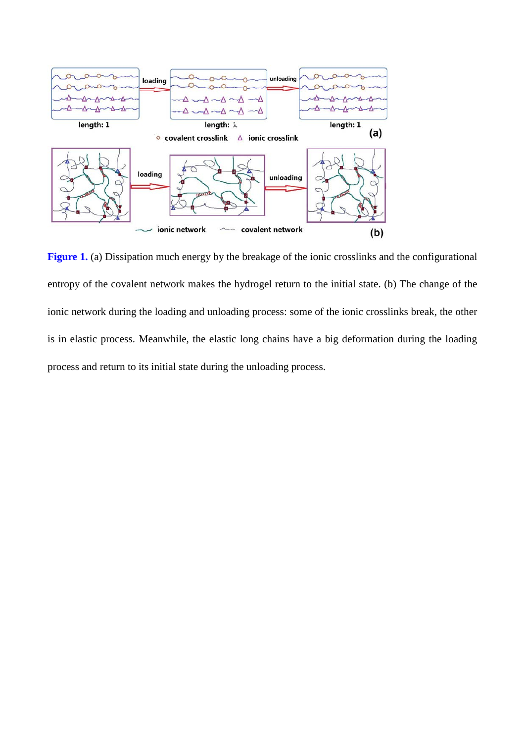loading

unloading

length: 1

length: $\lambda$

length: 1

(a)

covalent crosslink

ionic crosslink

loading

unloading

ionic network

covalent network

(b)

**Figure 1.** (a) Dissipation much energy by the breakage of the ionic crosslinks and the configurational entropy of the covalent network makes the hydrogel return to the initial state. (b) The change of the ionic network during the loading and unloading process: some of the ionic crosslinks break, the other is in elastic process. Meanwhile, the elastic long chains have a big deformation during the loading process and return to its initial state during the unloading process.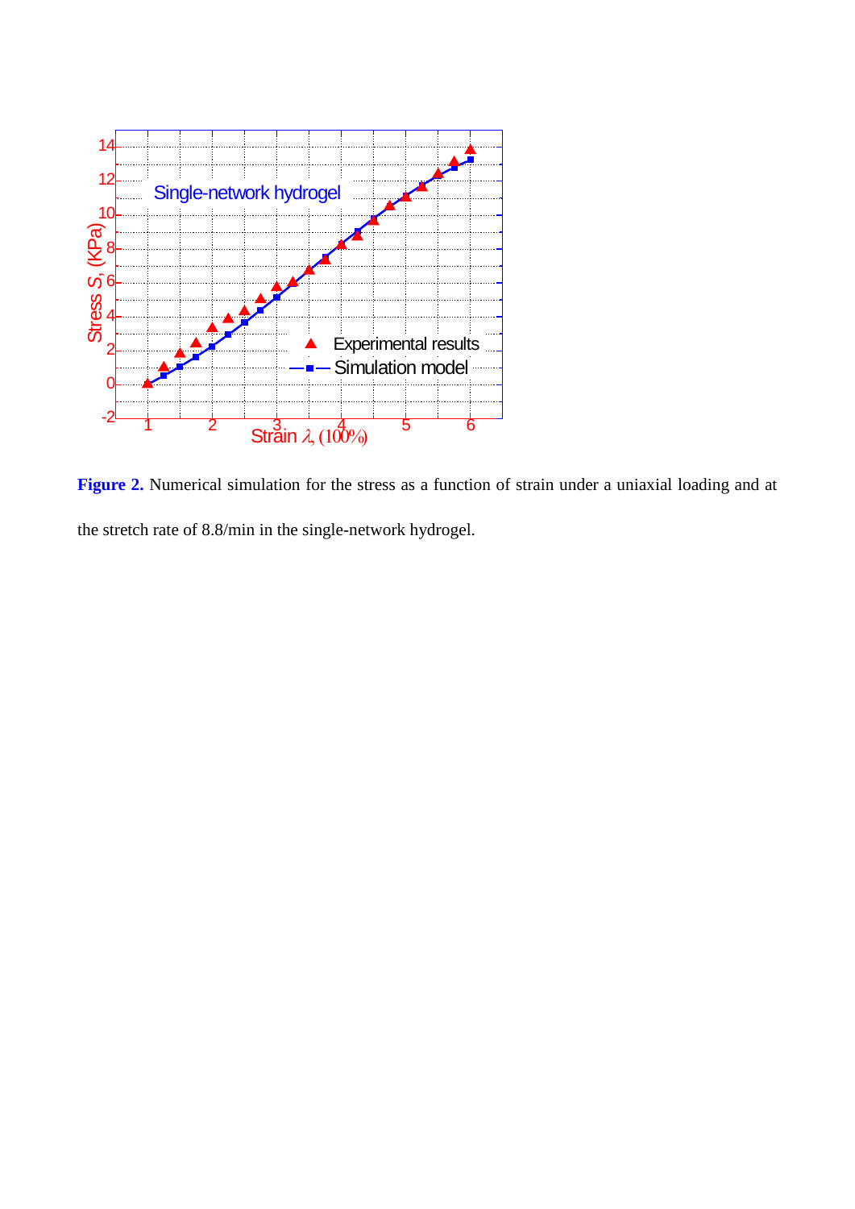Single-network hydrogel

Stress S, (KPa)

14
12
10
8
6
4
2
0
-2

1
2
3
4
5
6

Strain $\lambda$, (100%)

Experimental results

Simulation model

**Figure 2.** Numerical simulation for the stress as a function of strain under a uniaxial loading and at the stretch rate of 8.8/min in the single-network hydrogel.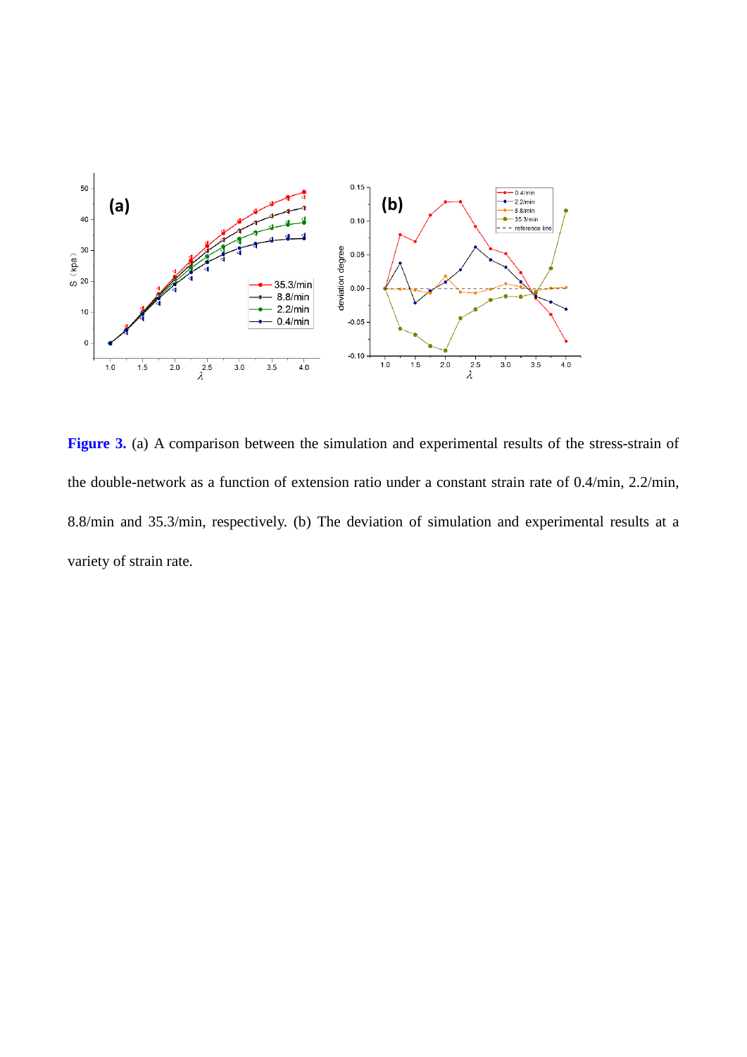(a)

S（kpa）

50
40
30
20
10
0

1.0 1.5 2.0 2.5 3.0 3.5 4.0

λ

35.3/min
8.8/min
2.2/min
0.4/min

(b)

deviation degree

0.15
0.10
0.05
0.00
-0.05
-0.10

1.0 1.5 2.0 2.5 3.0 3.5 4.0

λ

0.4/min
2.2/min
8.8/min
35.3/min
reference line

**Figure 3.** (a) A comparison between the simulation and experimental results of the stress-strain of the double-network as a function of extension ratio under a constant strain rate of 0.4/min, 2.2/min, 8.8/min and 35.3/min, respectively. (b) The deviation of simulation and experimental results at a variety of strain rate.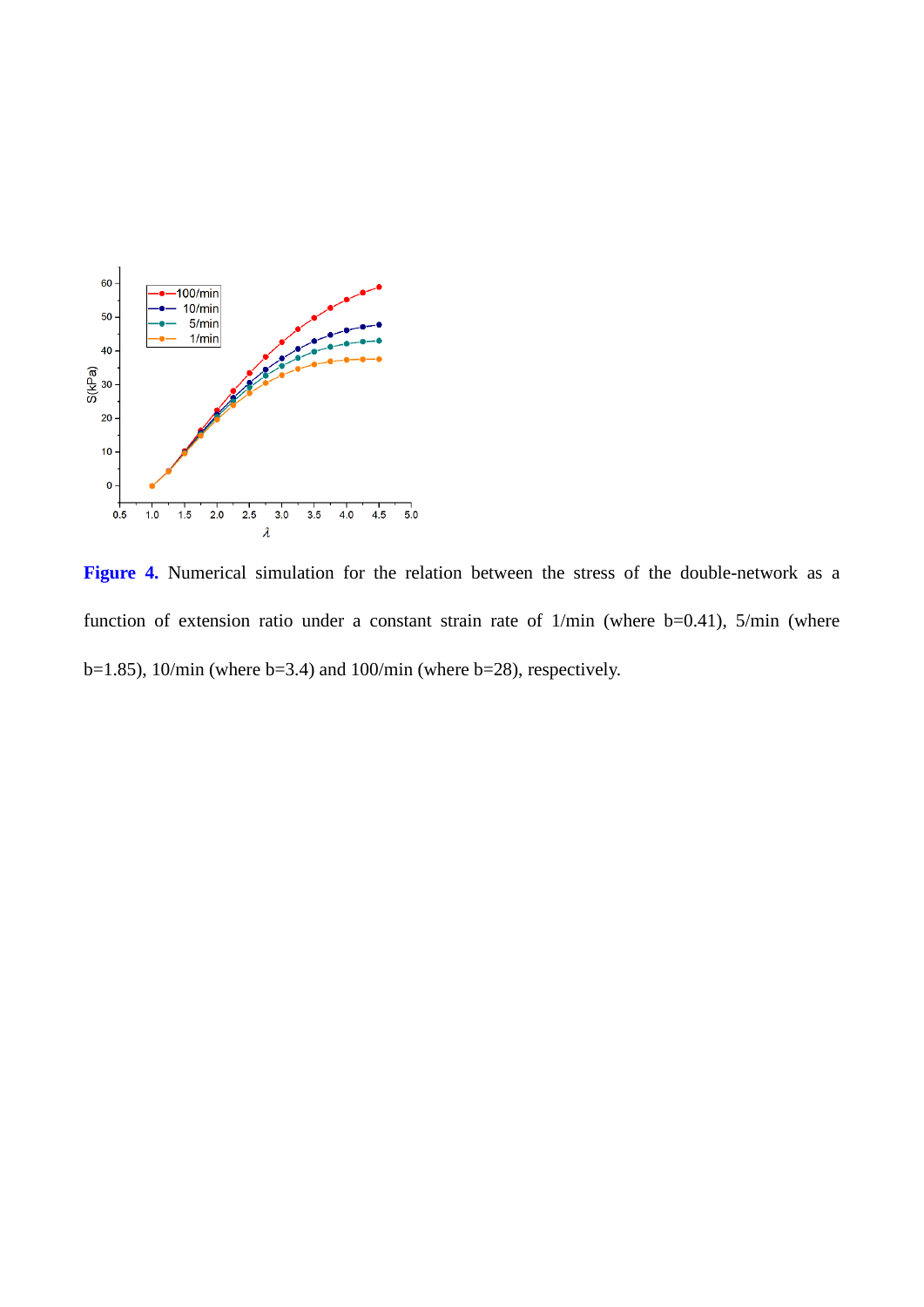S(kPa)

60
50
40
30
20
10
0

0.5 1.0 1.5 2.0 2.5 3.0 3.5 4.0 4.5 5.0

$\lambda$

100/min
10/min
5/min
1/min

**Figure 4.** Numerical simulation for the relation between the stress of the double-network as a function of extension ratio under a constant strain rate of 1/min (where b=0.41), 5/min (where b=1.85), 10/min (where b=3.4) and 100/min (where b=28), respectively.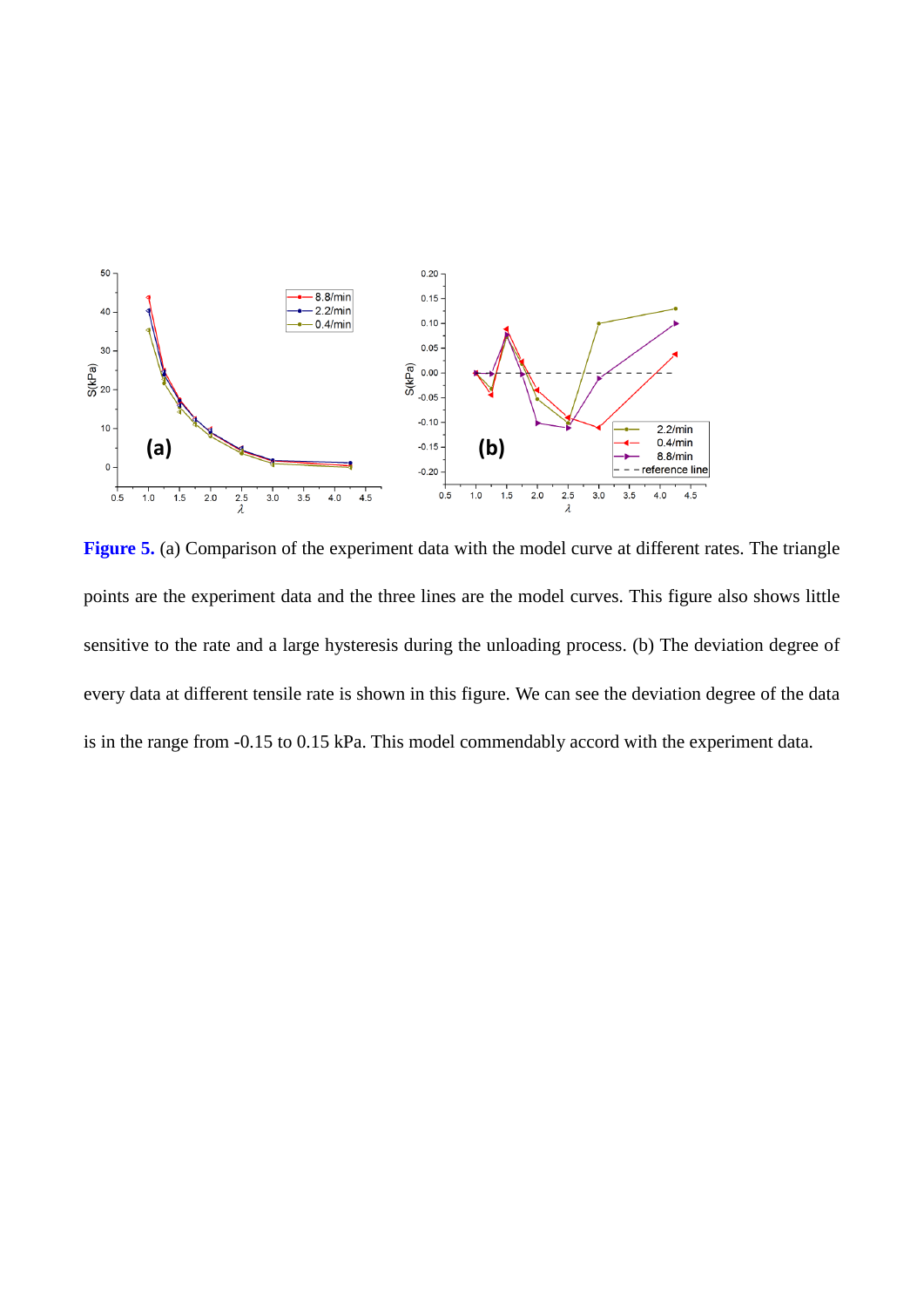(a)

S(kPa)

50
40
30
20
10
0

0.5 1.0 1.5 2.0 2.5 3.0 3.5 4.0 4.5

λ

8.8/min
2.2/min
0.4/min

(b)

S(kPa)

0.20
0.15
0.10
0.05
0.00
-0.05
-0.10
-0.15
-0.20

0.5 1.0 1.5 2.0 2.5 3.0 3.5 4.0 4.5

λ

2.2/min
0.4/min
8.8/min
reference line

**Figure 5.** (a) Comparison of the experiment data with the model curve at different rates. The triangle points are the experiment data and the three lines are the model curves. This figure also shows little sensitive to the rate and a large hysteresis during the unloading process. (b) The deviation degree of every data at different tensile rate is shown in this figure. We can see the deviation degree of the data is in the range from -0.15 to 0.15 kPa. This model commendably accord with the experiment data.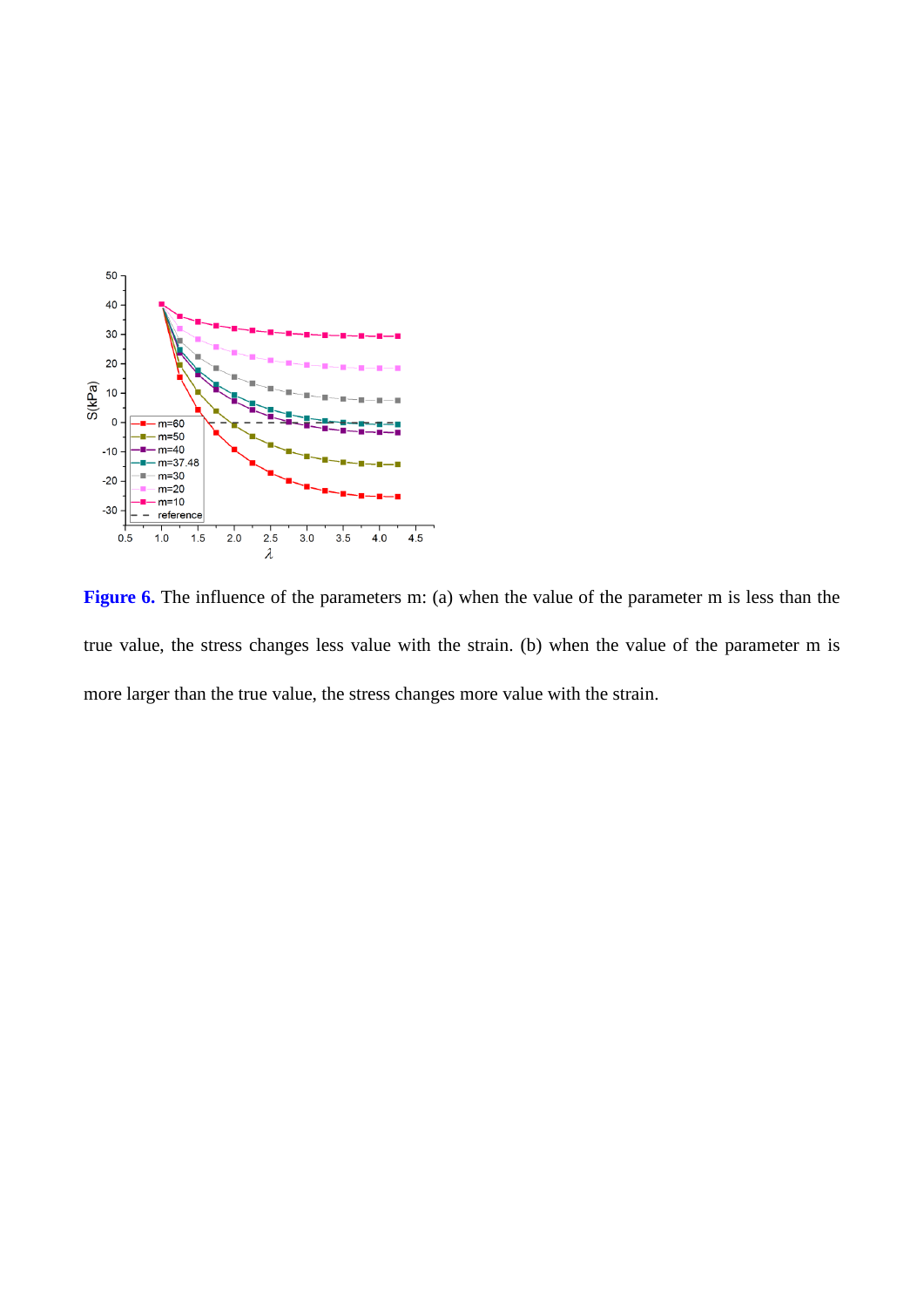S(kPa)

50
40
30
20
10
0
-10
-20
-30

0.5 1.0 1.5 2.0 2.5 3.0 3.5 4.0 4.5

$\lambda$

m=60
m=50
m=40
m=37.48
m=30
m=20
m=10
reference

**Figure 6.** The influence of the parameters m: (a) when the value of the parameter m is less than the true value, the stress changes less value with the strain. (b) when the value of the parameter m is more larger than the true value, the stress changes more value with the strain.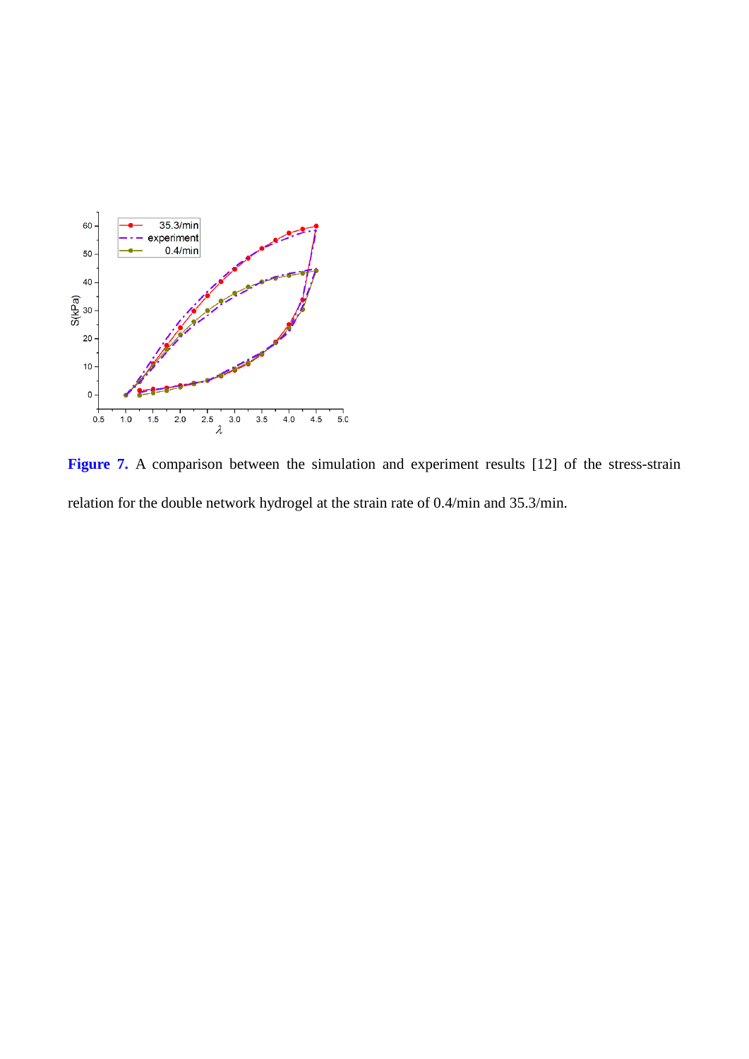35.3/min
experiment
0.4/min

S(kPa)

60
50
40
30
20
10
0

0.5 1.0 1.5 2.0 2.5 3.0 3.5 4.0 4.5 5.0

$\lambda$

**Figure 7.** A comparison between the simulation and experiment results [12] of the stress-strain relation for the double network hydrogel at the strain rate of 0.4/min and 35.3/min.